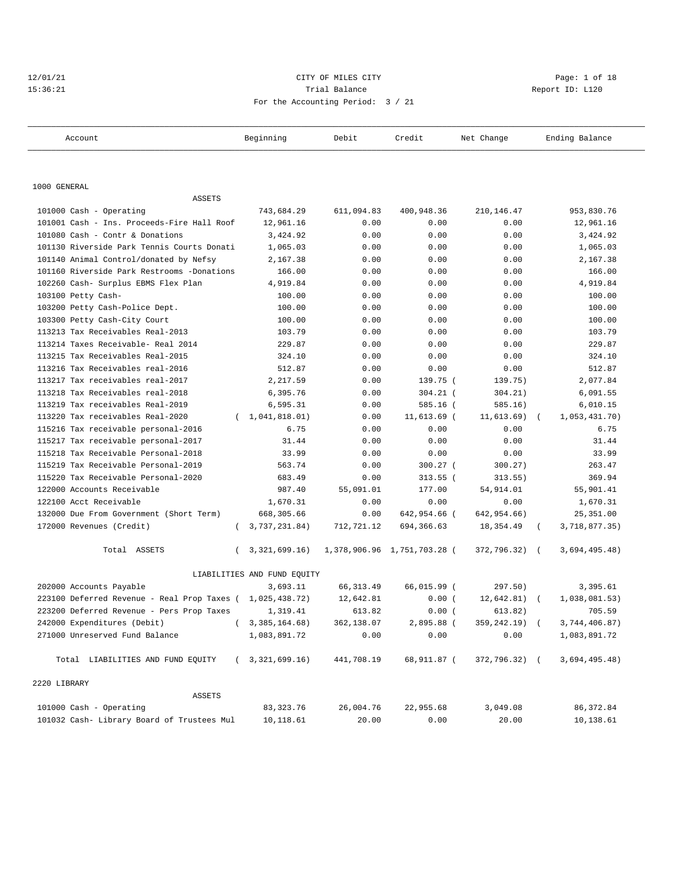12/01/21 CITY OF MILES CITY
15:36:21 Trial Balance Report ID: L120
For the Accounting Period: 3 / 21

| Account | Beginning | Debit | Credit | Net Change | Ending Balance |
|---|---|---|---|---|---|
| **1000 GENERAL** | | | | | |
| ASSETS | | | | | |
| 101000 Cash - Operating | 743,684.29 | 611,094.83 | 400,948.36 | 210,146.47 | 953,830.76 |
| 101001 Cash - Ins. Proceeds-Fire Hall Roof | 12,961.16 | 0.00 | 0.00 | 0.00 | 12,961.16 |
| 101080 Cash - Contr & Donations | 3,424.92 | 0.00 | 0.00 | 0.00 | 3,424.92 |
| 101130 Riverside Park Tennis Courts Donati | 1,065.03 | 0.00 | 0.00 | 0.00 | 1,065.03 |
| 101140 Animal Control/donated by Nefsy | 2,167.38 | 0.00 | 0.00 | 0.00 | 2,167.38 |
| 101160 Riverside Park Restrooms -Donations | 166.00 | 0.00 | 0.00 | 0.00 | 166.00 |
| 102260 Cash- Surplus EBMS Flex Plan | 4,919.84 | 0.00 | 0.00 | 0.00 | 4,919.84 |
| 103100 Petty Cash- | 100.00 | 0.00 | 0.00 | 0.00 | 100.00 |
| 103200 Petty Cash-Police Dept. | 100.00 | 0.00 | 0.00 | 0.00 | 100.00 |
| 103300 Petty Cash-City Court | 100.00 | 0.00 | 0.00 | 0.00 | 100.00 |
| 113213 Tax Receivables Real-2013 | 103.79 | 0.00 | 0.00 | 0.00 | 103.79 |
| 113214 Taxes Receivable- Real 2014 | 229.87 | 0.00 | 0.00 | 0.00 | 229.87 |
| 113215 Tax Receivables Real-2015 | 324.10 | 0.00 | 0.00 | 0.00 | 324.10 |
| 113216 Tax Receivables real-2016 | 512.87 | 0.00 | 0.00 | 0.00 | 512.87 |
| 113217 Tax receivables real-2017 | 2,217.59 | 0.00 | 139.75 | ( 139.75) | 2,077.84 |
| 113218 Tax Receivables real-2018 | 6,395.76 | 0.00 | 304.21 | ( 304.21) | 6,091.55 |
| 113219 Tax receivables Real-2019 | 6,595.31 | 0.00 | 585.16 | ( 585.16) | 6,010.15 |
| 113220 Tax receivables Real-2020 | ( 1,041,818.01) | 0.00 | 11,613.69 | ( 11,613.69) | ( 1,053,431.70) |
| 115216 Tax receivable personal-2016 | 6.75 | 0.00 | 0.00 | 0.00 | 6.75 |
| 115217 Tax receivable personal-2017 | 31.44 | 0.00 | 0.00 | 0.00 | 31.44 |
| 115218 Tax Receivable Personal-2018 | 33.99 | 0.00 | 0.00 | 0.00 | 33.99 |
| 115219 Tax Receivable Personal-2019 | 563.74 | 0.00 | 300.27 | ( 300.27) | 263.47 |
| 115220 Tax Receivable Personal-2020 | 683.49 | 0.00 | 313.55 | ( 313.55) | 369.94 |
| 122000 Accounts Receivable | 987.40 | 55,091.01 | 177.00 | 54,914.01 | 55,901.41 |
| 122100 Acct Receivable | 1,670.31 | 0.00 | 0.00 | 0.00 | 1,670.31 |
| 132000 Due From Government (Short Term) | 668,305.66 | 0.00 | 642,954.66 | ( 642,954.66) | 25,351.00 |
| 172000 Revenues (Credit) | ( 3,737,231.84) | 712,721.12 | 694,366.63 | 18,354.49 | ( 3,718,877.35) |
| Total ASSETS | ( 3,321,699.16) | 1,378,906.96 | 1,751,703.28 | ( 372,796.32) | ( 3,694,495.48) |
| LIABILITIES AND FUND EQUITY | | | | | |
| 202000 Accounts Payable | 3,693.11 | 66,313.49 | 66,015.99 | ( 297.50) | 3,395.61 |
| 223100 Deferred Revenue - Real Prop Taxes | ( 1,025,438.72) | 12,642.81 | 0.00 | ( 12,642.81) | ( 1,038,081.53) |
| 223200 Deferred Revenue - Pers Prop Taxes | 1,319.41 | 613.82 | 0.00 | ( 613.82) | 705.59 |
| 242000 Expenditures (Debit) | ( 3,385,164.68) | 362,138.07 | 2,895.88 | ( 359,242.19) | ( 3,744,406.87) |
| 271000 Unreserved Fund Balance | 1,083,891.72 | 0.00 | 0.00 | 0.00 | 1,083,891.72 |
| Total LIABILITIES AND FUND EQUITY | ( 3,321,699.16) | 441,708.19 | 68,911.87 | ( 372,796.32) | ( 3,694,495.48) |
| **2220 LIBRARY** | | | | | |
| ASSETS | | | | | |
| 101000 Cash - Operating | 83,323.76 | 26,004.76 | 22,955.68 | 3,049.08 | 86,372.84 |
| 101032 Cash- Library Board of Trustees Mul | 10,118.61 | 20.00 | 0.00 | 20.00 | 10,138.61 |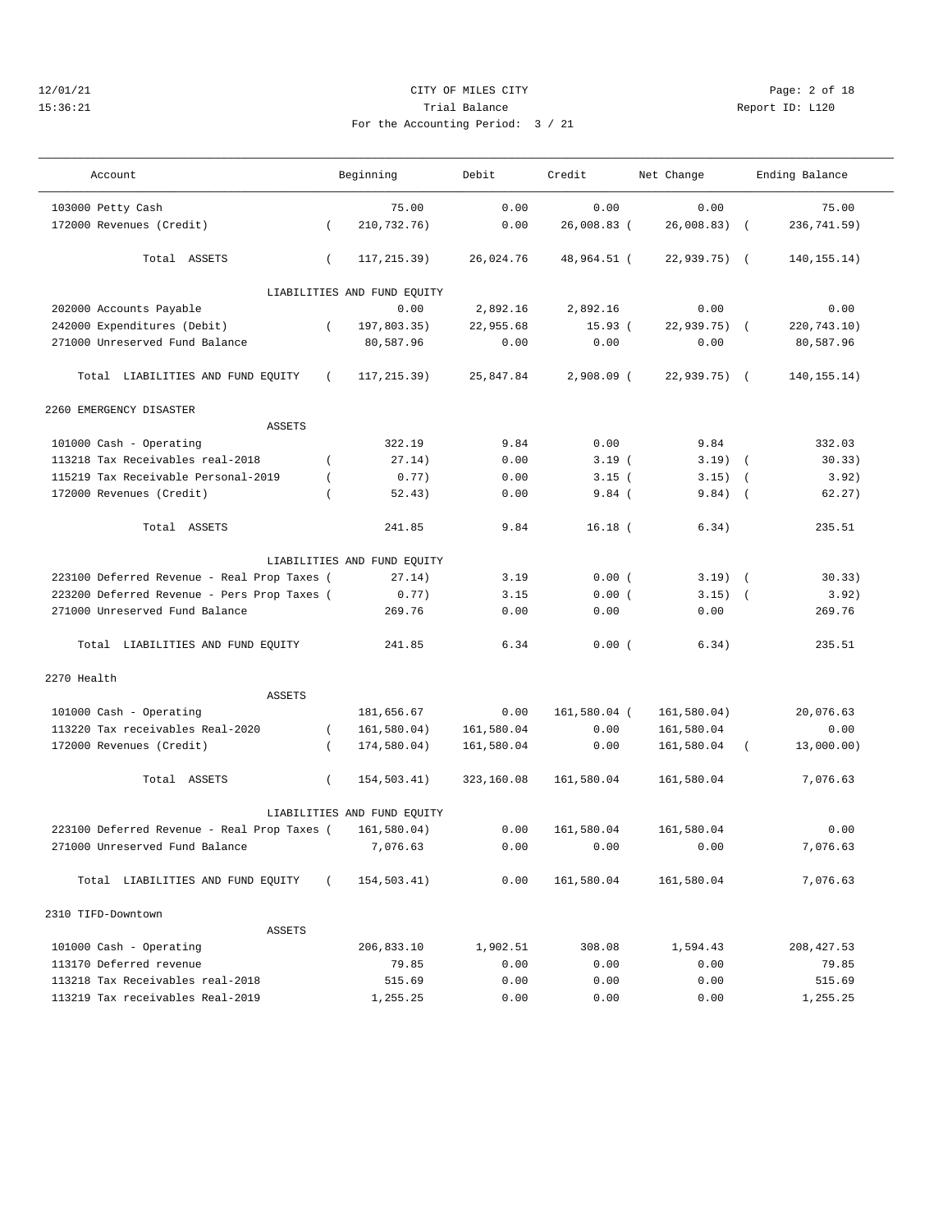CITY OF MILES CITY

Trial Balance

For the Accounting Period: 3 / 21

| Account | Beginning | Debit | Credit | Net Change | Ending Balance |
|---|---|---|---|---|---|
| 103000 Petty Cash | 75.00 | 0.00 | 0.00 | 0.00 | 75.00 |
| 172000 Revenues (Credit) | ( 210,732.76) | 0.00 | 26,008.83 | ( 26,008.83) | ( 236,741.59) |
| Total ASSETS | ( 117,215.39) | 26,024.76 | 48,964.51 | ( 22,939.75) | ( 140,155.14) |
| LIABILITIES AND FUND EQUITY | | | | | |
| 202000 Accounts Payable | 0.00 | 2,892.16 | 2,892.16 | 0.00 | 0.00 |
| 242000 Expenditures (Debit) | ( 197,803.35) | 22,955.68 | 15.93 | ( 22,939.75) | ( 220,743.10) |
| 271000 Unreserved Fund Balance | 80,587.96 | 0.00 | 0.00 | 0.00 | 80,587.96 |
| Total LIABILITIES AND FUND EQUITY | ( 117,215.39) | 25,847.84 | 2,908.09 | ( 22,939.75) | ( 140,155.14) |
| **2260 EMERGENCY DISASTER** | | | | | |
| ASSETS | | | | | |
| 101000 Cash - Operating | 322.19 | 9.84 | 0.00 | 9.84 | 332.03 |
| 113218 Tax Receivables real-2018 | ( 27.14) | 0.00 | 3.19 | ( 3.19) | ( 30.33) |
| 115219 Tax Receivable Personal-2019 | ( 0.77) | 0.00 | 3.15 | ( 3.15) | ( 3.92) |
| 172000 Revenues (Credit) | ( 52.43) | 0.00 | 9.84 | ( 9.84) | ( 62.27) |
| Total ASSETS | 241.85 | 9.84 | 16.18 | ( 6.34) | 235.51 |
| LIABILITIES AND FUND EQUITY | | | | | |
| 223100 Deferred Revenue - Real Prop Taxes | ( 27.14) | 3.19 | 0.00 | ( 3.19) | ( 30.33) |
| 223200 Deferred Revenue - Pers Prop Taxes | ( 0.77) | 3.15 | 0.00 | ( 3.15) | ( 3.92) |
| 271000 Unreserved Fund Balance | 269.76 | 0.00 | 0.00 | 0.00 | 269.76 |
| Total LIABILITIES AND FUND EQUITY | 241.85 | 6.34 | 0.00 | ( 6.34) | 235.51 |
| **2270 Health** | | | | | |
| ASSETS | | | | | |
| 101000 Cash - Operating | 181,656.67 | 0.00 | 161,580.04 | ( 161,580.04) | 20,076.63 |
| 113220 Tax receivables Real-2020 | ( 161,580.04) | 161,580.04 | 0.00 | 161,580.04 | 0.00 |
| 172000 Revenues (Credit) | ( 174,580.04) | 161,580.04 | 0.00 | 161,580.04 | ( 13,000.00) |
| Total ASSETS | ( 154,503.41) | 323,160.08 | 161,580.04 | 161,580.04 | 7,076.63 |
| LIABILITIES AND FUND EQUITY | | | | | |
| 223100 Deferred Revenue - Real Prop Taxes | ( 161,580.04) | 0.00 | 161,580.04 | 161,580.04 | 0.00 |
| 271000 Unreserved Fund Balance | 7,076.63 | 0.00 | 0.00 | 0.00 | 7,076.63 |
| Total LIABILITIES AND FUND EQUITY | ( 154,503.41) | 0.00 | 161,580.04 | 161,580.04 | 7,076.63 |
| **2310 TIFD-Downtown** | | | | | |
| ASSETS | | | | | |
| 101000 Cash - Operating | 206,833.10 | 1,902.51 | 308.08 | 1,594.43 | 208,427.53 |
| 113170 Deferred revenue | 79.85 | 0.00 | 0.00 | 0.00 | 79.85 |
| 113218 Tax Receivables real-2018 | 515.69 | 0.00 | 0.00 | 0.00 | 515.69 |
| 113219 Tax receivables Real-2019 | 1,255.25 | 0.00 | 0.00 | 0.00 | 1,255.25 |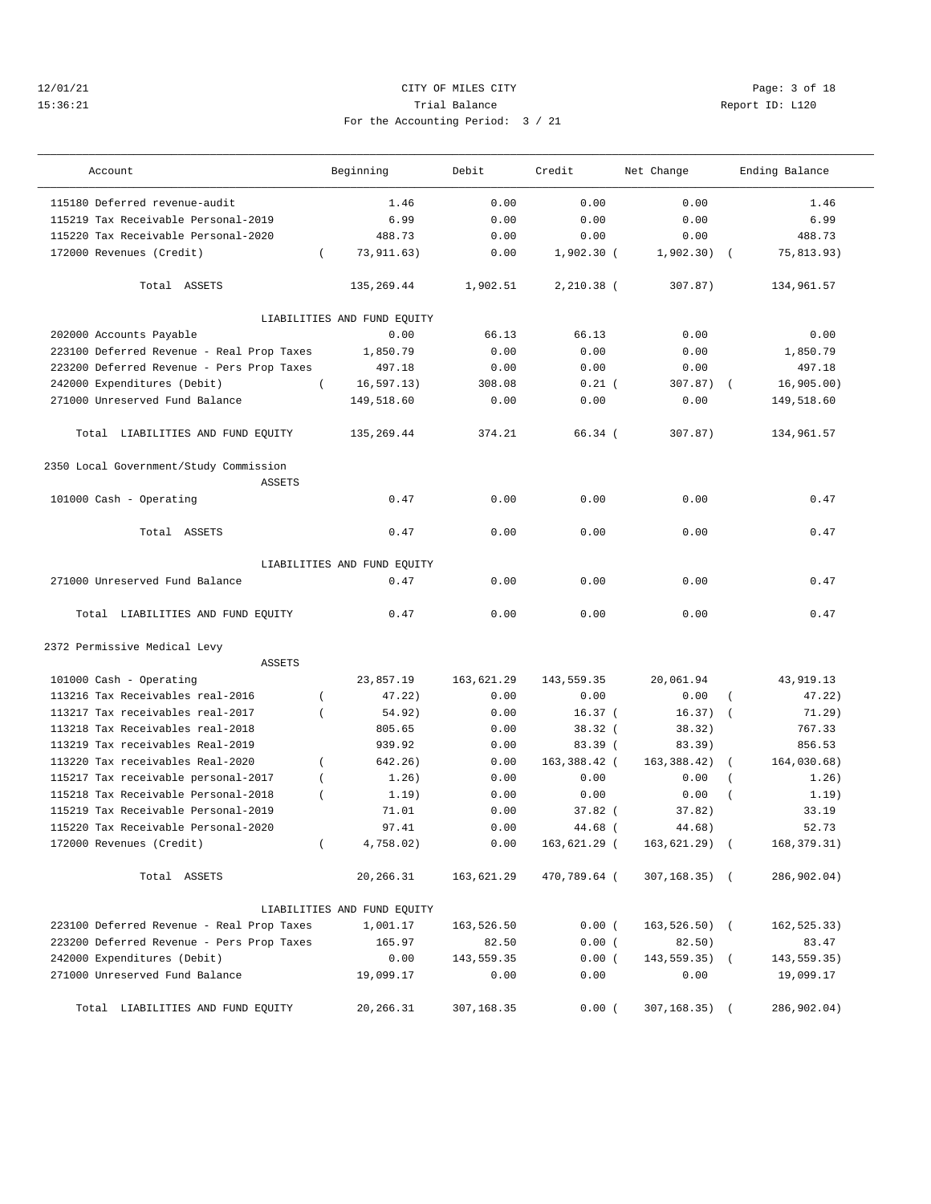CITY OF MILES CITY

Trial Balance

For the Accounting Period: 3 / 21

12/01/21 15:36:21 Report ID: L120

| Account | Beginning | Debit | Credit | Net Change | Ending Balance |
|---|---|---|---|---|---|
| 115180 Deferred revenue-audit | 1.46 | 0.00 | 0.00 | 0.00 | 1.46 |
| 115219 Tax Receivable Personal-2019 | 6.99 | 0.00 | 0.00 | 0.00 | 6.99 |
| 115220 Tax Receivable Personal-2020 | 488.73 | 0.00 | 0.00 | 0.00 | 488.73 |
| 172000 Revenues (Credit) | ( 73,911.63) | 0.00 | 1,902.30 | ( 1,902.30) | ( 75,813.93) |
| Total ASSETS | 135,269.44 | 1,902.51 | 2,210.38 | ( 307.87) | 134,961.57 |
| LIABILITIES AND FUND EQUITY | | | | | |
| 202000 Accounts Payable | 0.00 | 66.13 | 66.13 | 0.00 | 0.00 |
| 223100 Deferred Revenue - Real Prop Taxes | 1,850.79 | 0.00 | 0.00 | 0.00 | 1,850.79 |
| 223200 Deferred Revenue - Pers Prop Taxes | 497.18 | 0.00 | 0.00 | 0.00 | 497.18 |
| 242000 Expenditures (Debit) | ( 16,597.13) | 308.08 | 0.21 | ( 307.87) | ( 16,905.00) |
| 271000 Unreserved Fund Balance | 149,518.60 | 0.00 | 0.00 | 0.00 | 149,518.60 |
| Total LIABILITIES AND FUND EQUITY | 135,269.44 | 374.21 | 66.34 | ( 307.87) | 134,961.57 |
| **2350 Local Government/Study Commission** | | | | | |
| ASSETS | | | | | |
| 101000 Cash - Operating | 0.47 | 0.00 | 0.00 | 0.00 | 0.47 |
| Total ASSETS | 0.47 | 0.00 | 0.00 | 0.00 | 0.47 |
| LIABILITIES AND FUND EQUITY | | | | | |
| 271000 Unreserved Fund Balance | 0.47 | 0.00 | 0.00 | 0.00 | 0.47 |
| Total LIABILITIES AND FUND EQUITY | 0.47 | 0.00 | 0.00 | 0.00 | 0.47 |
| **2372 Permissive Medical Levy** | | | | | |
| ASSETS | | | | | |
| 101000 Cash - Operating | 23,857.19 | 163,621.29 | 143,559.35 | 20,061.94 | 43,919.13 |
| 113216 Tax Receivables real-2016 | ( 47.22) | 0.00 | 0.00 | 0.00 | ( 47.22) |
| 113217 Tax receivables real-2017 | ( 54.92) | 0.00 | 16.37 | ( 16.37) | ( 71.29) |
| 113218 Tax Receivables real-2018 | 805.65 | 0.00 | 38.32 | ( 38.32) | 767.33 |
| 113219 Tax receivables Real-2019 | 939.92 | 0.00 | 83.39 | ( 83.39) | 856.53 |
| 113220 Tax receivables Real-2020 | ( 642.26) | 0.00 | 163,388.42 | ( 163,388.42) | ( 164,030.68) |
| 115217 Tax receivable personal-2017 | ( 1.26) | 0.00 | 0.00 | 0.00 | ( 1.26) |
| 115218 Tax Receivable Personal-2018 | ( 1.19) | 0.00 | 0.00 | 0.00 | ( 1.19) |
| 115219 Tax Receivable Personal-2019 | 71.01 | 0.00 | 37.82 | ( 37.82) | 33.19 |
| 115220 Tax Receivable Personal-2020 | 97.41 | 0.00 | 44.68 | ( 44.68) | 52.73 |
| 172000 Revenues (Credit) | ( 4,758.02) | 0.00 | 163,621.29 | ( 163,621.29) | ( 168,379.31) |
| Total ASSETS | 20,266.31 | 163,621.29 | 470,789.64 | ( 307,168.35) | ( 286,902.04) |
| LIABILITIES AND FUND EQUITY | | | | | |
| 223100 Deferred Revenue - Real Prop Taxes | 1,001.17 | 163,526.50 | 0.00 | ( 163,526.50) | ( 162,525.33) |
| 223200 Deferred Revenue - Pers Prop Taxes | 165.97 | 82.50 | 0.00 | ( 82.50) | 83.47 |
| 242000 Expenditures (Debit) | 0.00 | 143,559.35 | 0.00 | ( 143,559.35) | ( 143,559.35) |
| 271000 Unreserved Fund Balance | 19,099.17 | 0.00 | 0.00 | 0.00 | 19,099.17 |
| Total LIABILITIES AND FUND EQUITY | 20,266.31 | 307,168.35 | 0.00 | ( 307,168.35) | ( 286,902.04) |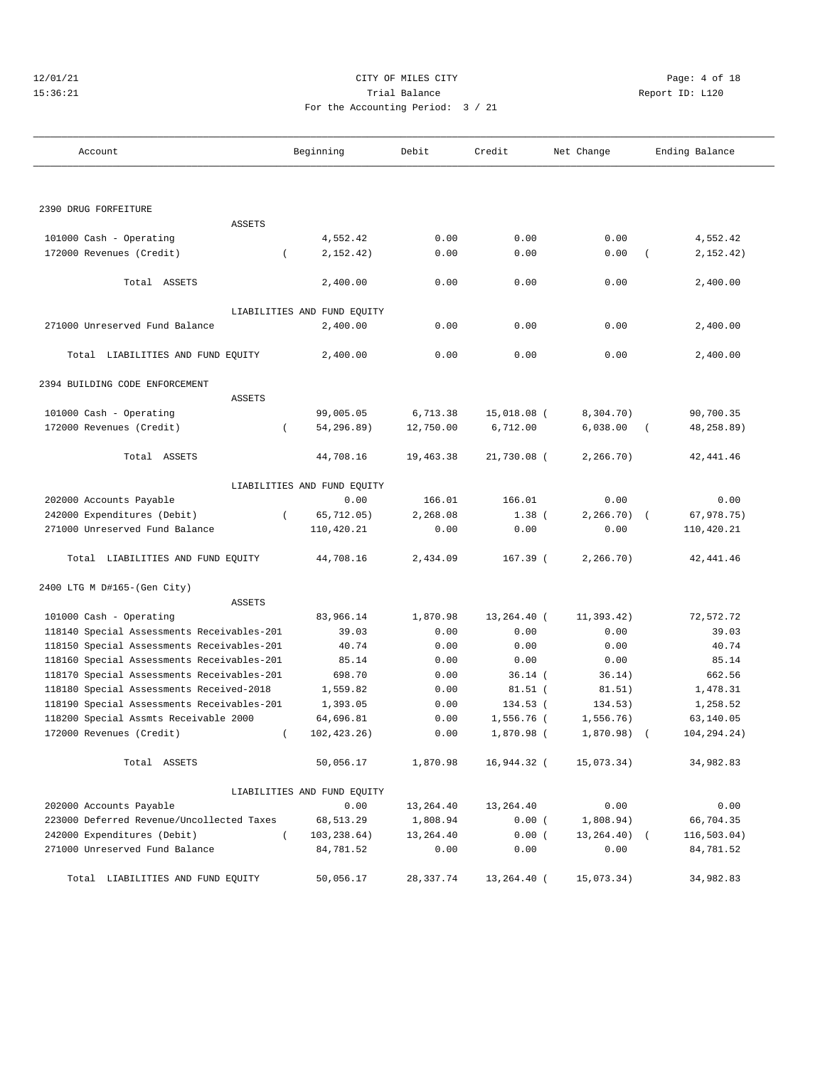CITY OF MILES CITY
Trial Balance
For the Accounting Period: 3 / 21

12/01/21
15:36:21

Report ID: L120

| Account | Beginning | Debit | Credit | Net Change | Ending Balance |
|---|---|---|---|---|---|
| **2390 DRUG FORFEITURE** | | | | | |
| ASSETS | | | | | |
| 101000 Cash - Operating | 4,552.42 | 0.00 | 0.00 | 0.00 | 4,552.42 |
| 172000 Revenues (Credit) | ( 2,152.42) | 0.00 | 0.00 | 0.00 | ( 2,152.42) |
| Total ASSETS | 2,400.00 | 0.00 | 0.00 | 0.00 | 2,400.00 |
| LIABILITIES AND FUND EQUITY | | | | | |
| 271000 Unreserved Fund Balance | 2,400.00 | 0.00 | 0.00 | 0.00 | 2,400.00 |
| Total LIABILITIES AND FUND EQUITY | 2,400.00 | 0.00 | 0.00 | 0.00 | 2,400.00 |
| **2394 BUILDING CODE ENFORCEMENT** | | | | | |
| ASSETS | | | | | |
| 101000 Cash - Operating | 99,005.05 | 6,713.38 | 15,018.08 | ( 8,304.70) | 90,700.35 |
| 172000 Revenues (Credit) | ( 54,296.89) | 12,750.00 | 6,712.00 | 6,038.00 | ( 48,258.89) |
| Total ASSETS | 44,708.16 | 19,463.38 | 21,730.08 | ( 2,266.70) | 42,441.46 |
| LIABILITIES AND FUND EQUITY | | | | | |
| 202000 Accounts Payable | 0.00 | 166.01 | 166.01 | 0.00 | 0.00 |
| 242000 Expenditures (Debit) | ( 65,712.05) | 2,268.08 | 1.38 | ( 2,266.70) | ( 67,978.75) |
| 271000 Unreserved Fund Balance | 110,420.21 | 0.00 | 0.00 | 0.00 | 110,420.21 |
| Total LIABILITIES AND FUND EQUITY | 44,708.16 | 2,434.09 | 167.39 | ( 2,266.70) | 42,441.46 |
| **2400 LTG M D#165-(Gen City)** | | | | | |
| ASSETS | | | | | |
| 101000 Cash - Operating | 83,966.14 | 1,870.98 | 13,264.40 | ( 11,393.42) | 72,572.72 |
| 118140 Special Assessments Receivables-201 | 39.03 | 0.00 | 0.00 | 0.00 | 39.03 |
| 118150 Special Assessments Receivables-201 | 40.74 | 0.00 | 0.00 | 0.00 | 40.74 |
| 118160 Special Assessments Receivables-201 | 85.14 | 0.00 | 0.00 | 0.00 | 85.14 |
| 118170 Special Assessments Receivables-201 | 698.70 | 0.00 | 36.14 | ( 36.14) | 662.56 |
| 118180 Special Assessments Received-2018 | 1,559.82 | 0.00 | 81.51 | ( 81.51) | 1,478.31 |
| 118190 Special Assessments Receivables-201 | 1,393.05 | 0.00 | 134.53 | ( 134.53) | 1,258.52 |
| 118200 Special Assmts Receivable 2000 | 64,696.81 | 0.00 | 1,556.76 | ( 1,556.76) | 63,140.05 |
| 172000 Revenues (Credit) | ( 102,423.26) | 0.00 | 1,870.98 | ( 1,870.98) | ( 104,294.24) |
| Total ASSETS | 50,056.17 | 1,870.98 | 16,944.32 | ( 15,073.34) | 34,982.83 |
| LIABILITIES AND FUND EQUITY | | | | | |
| 202000 Accounts Payable | 0.00 | 13,264.40 | 13,264.40 | 0.00 | 0.00 |
| 223000 Deferred Revenue/Uncollected Taxes | 68,513.29 | 1,808.94 | 0.00 | ( 1,808.94) | 66,704.35 |
| 242000 Expenditures (Debit) | ( 103,238.64) | 13,264.40 | 0.00 | ( 13,264.40) | ( 116,503.04) |
| 271000 Unreserved Fund Balance | 84,781.52 | 0.00 | 0.00 | 0.00 | 84,781.52 |
| Total LIABILITIES AND FUND EQUITY | 50,056.17 | 28,337.74 | 13,264.40 | ( 15,073.34) | 34,982.83 |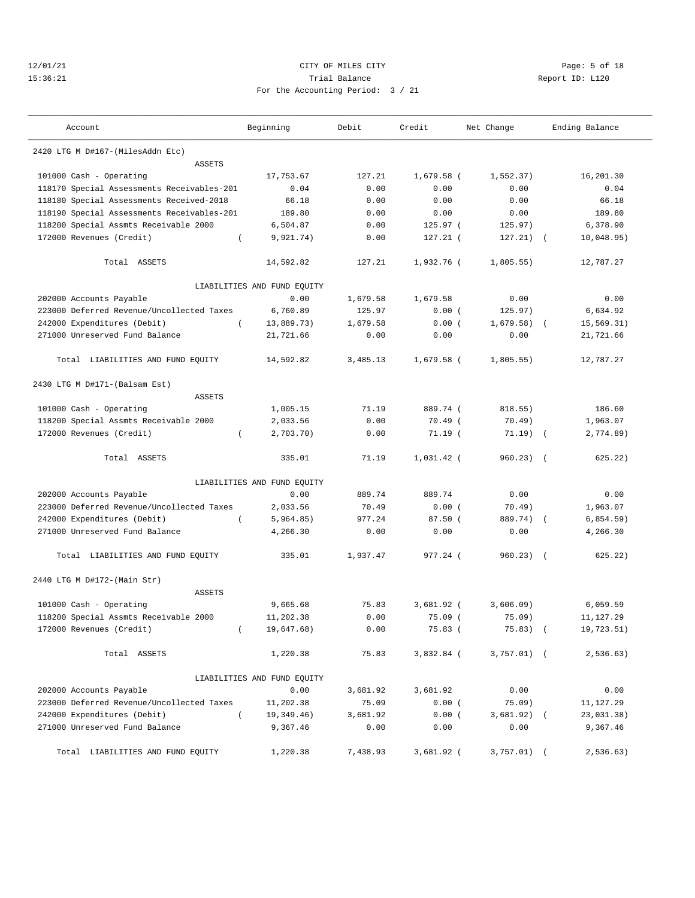CITY OF MILES CITY

Trial Balance

For the Accounting Period: 3 / 21

12/01/21
15:36:21

Report ID: L120

| Account | Beginning | Debit | Credit | Net Change | Ending Balance |
|---|---|---|---|---|---|
| **2420 LTG M D#167-(MilesAddn Etc)** | | | | | |
| ASSETS | | | | | |
| 101000 Cash - Operating | 17,753.67 | 127.21 | 1,679.58 | ( 1,552.37) | 16,201.30 |
| 118170 Special Assessments Receivables-201 | 0.04 | 0.00 | 0.00 | 0.00 | 0.04 |
| 118180 Special Assessments Received-2018 | 66.18 | 0.00 | 0.00 | 0.00 | 66.18 |
| 118190 Special Assessments Receivables-201 | 189.80 | 0.00 | 0.00 | 0.00 | 189.80 |
| 118200 Special Assmts Receivable 2000 | 6,504.87 | 0.00 | 125.97 | ( 125.97) | 6,378.90 |
| 172000 Revenues (Credit) | ( 9,921.74) | 0.00 | 127.21 | ( 127.21) | ( 10,048.95) |
| Total ASSETS | 14,592.82 | 127.21 | 1,932.76 | ( 1,805.55) | 12,787.27 |
| LIABILITIES AND FUND EQUITY | | | | | |
| 202000 Accounts Payable | 0.00 | 1,679.58 | 1,679.58 | 0.00 | 0.00 |
| 223000 Deferred Revenue/Uncollected Taxes | 6,760.89 | 125.97 | 0.00 | ( 125.97) | 6,634.92 |
| 242000 Expenditures (Debit) | ( 13,889.73) | 1,679.58 | 0.00 | ( 1,679.58) | ( 15,569.31) |
| 271000 Unreserved Fund Balance | 21,721.66 | 0.00 | 0.00 | 0.00 | 21,721.66 |
| Total LIABILITIES AND FUND EQUITY | 14,592.82 | 3,485.13 | 1,679.58 | ( 1,805.55) | 12,787.27 |
| **2430 LTG M D#171-(Balsam Est)** | | | | | |
| ASSETS | | | | | |
| 101000 Cash - Operating | 1,005.15 | 71.19 | 889.74 | ( 818.55) | 186.60 |
| 118200 Special Assmts Receivable 2000 | 2,033.56 | 0.00 | 70.49 | ( 70.49) | 1,963.07 |
| 172000 Revenues (Credit) | ( 2,703.70) | 0.00 | 71.19 | ( 71.19) | ( 2,774.89) |
| Total ASSETS | 335.01 | 71.19 | 1,031.42 | ( 960.23) | ( 625.22) |
| LIABILITIES AND FUND EQUITY | | | | | |
| 202000 Accounts Payable | 0.00 | 889.74 | 889.74 | 0.00 | 0.00 |
| 223000 Deferred Revenue/Uncollected Taxes | 2,033.56 | 70.49 | 0.00 | ( 70.49) | 1,963.07 |
| 242000 Expenditures (Debit) | ( 5,964.85) | 977.24 | 87.50 | ( 889.74) | ( 6,854.59) |
| 271000 Unreserved Fund Balance | 4,266.30 | 0.00 | 0.00 | 0.00 | 4,266.30 |
| Total LIABILITIES AND FUND EQUITY | 335.01 | 1,937.47 | 977.24 | ( 960.23) | ( 625.22) |
| **2440 LTG M D#172-(Main Str)** | | | | | |
| ASSETS | | | | | |
| 101000 Cash - Operating | 9,665.68 | 75.83 | 3,681.92 | ( 3,606.09) | 6,059.59 |
| 118200 Special Assmts Receivable 2000 | 11,202.38 | 0.00 | 75.09 | ( 75.09) | 11,127.29 |
| 172000 Revenues (Credit) | ( 19,647.68) | 0.00 | 75.83 | ( 75.83) | ( 19,723.51) |
| Total ASSETS | 1,220.38 | 75.83 | 3,832.84 | ( 3,757.01) | ( 2,536.63) |
| LIABILITIES AND FUND EQUITY | | | | | |
| 202000 Accounts Payable | 0.00 | 3,681.92 | 3,681.92 | 0.00 | 0.00 |
| 223000 Deferred Revenue/Uncollected Taxes | 11,202.38 | 75.09 | 0.00 | ( 75.09) | 11,127.29 |
| 242000 Expenditures (Debit) | ( 19,349.46) | 3,681.92 | 0.00 | ( 3,681.92) | ( 23,031.38) |
| 271000 Unreserved Fund Balance | 9,367.46 | 0.00 | 0.00 | 0.00 | 9,367.46 |
| Total LIABILITIES AND FUND EQUITY | 1,220.38 | 7,438.93 | 3,681.92 | ( 3,757.01) | ( 2,536.63) |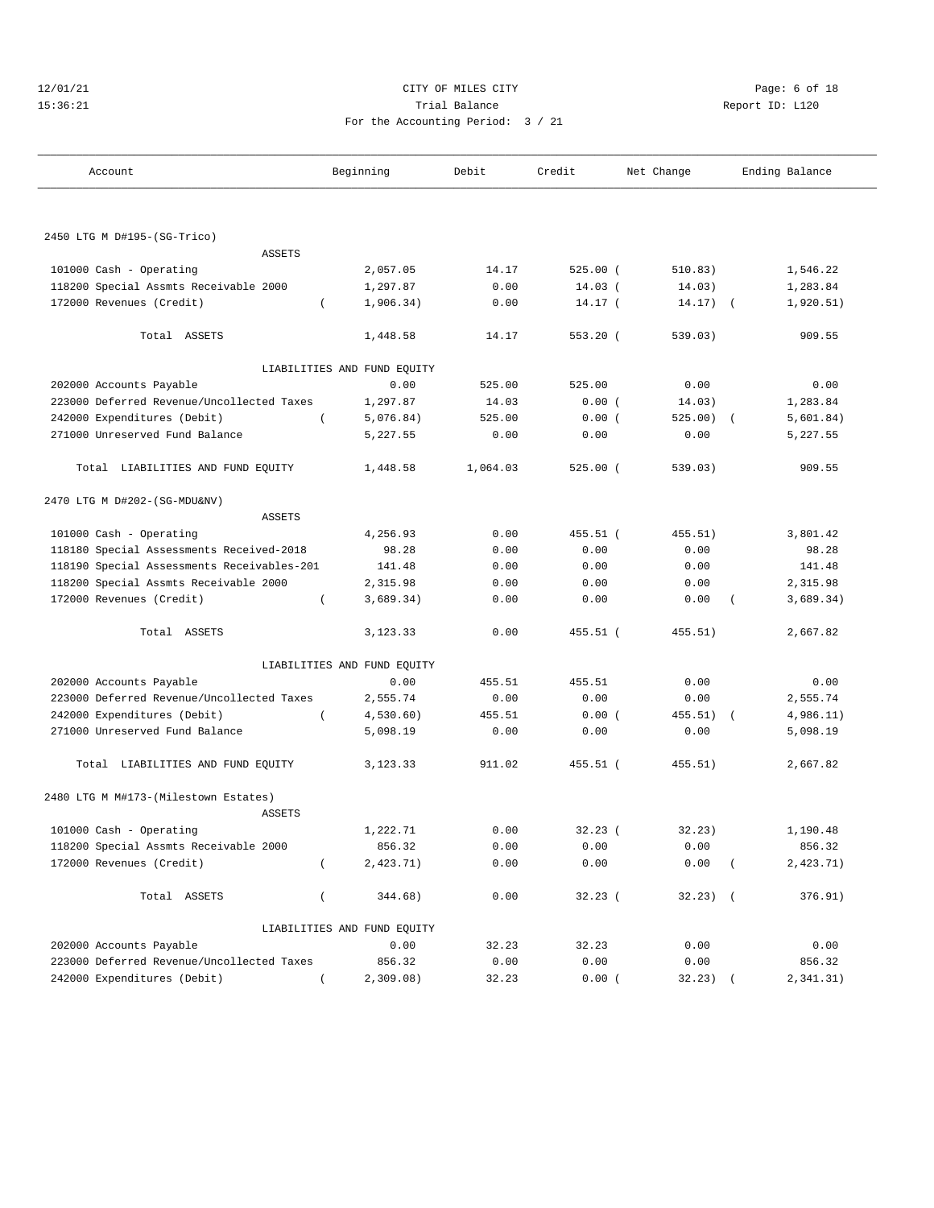CITY OF MILES CITY

Trial Balance

For the Accounting Period: 3 / 21

| Account | Beginning | Debit | Credit | Net Change | Ending Balance |
|---|---|---|---|---|---|
| **2450 LTG M D#195-(SG-Trico)** | | | | | |
| ASSETS | | | | | |
| 101000 Cash - Operating | 2,057.05 | 14.17 | 525.00 | ( 510.83) | 1,546.22 |
| 118200 Special Assmts Receivable 2000 | 1,297.87 | 0.00 | 14.03 | ( 14.03) | 1,283.84 |
| 172000 Revenues (Credit) | ( 1,906.34) | 0.00 | 14.17 | ( 14.17) | ( 1,920.51) |
| Total ASSETS | 1,448.58 | 14.17 | 553.20 | ( 539.03) | 909.55 |
| LIABILITIES AND FUND EQUITY | | | | | |
| 202000 Accounts Payable | 0.00 | 525.00 | 525.00 | 0.00 | 0.00 |
| 223000 Deferred Revenue/Uncollected Taxes | 1,297.87 | 14.03 | 0.00 | ( 14.03) | 1,283.84 |
| 242000 Expenditures (Debit) | ( 5,076.84) | 525.00 | 0.00 | ( 525.00) | ( 5,601.84) |
| 271000 Unreserved Fund Balance | 5,227.55 | 0.00 | 0.00 | 0.00 | 5,227.55 |
| Total LIABILITIES AND FUND EQUITY | 1,448.58 | 1,064.03 | 525.00 | ( 539.03) | 909.55 |
| **2470 LTG M D#202-(SG-MDU&NV)** | | | | | |
| ASSETS | | | | | |
| 101000 Cash - Operating | 4,256.93 | 0.00 | 455.51 | ( 455.51) | 3,801.42 |
| 118180 Special Assessments Received-2018 | 98.28 | 0.00 | 0.00 | 0.00 | 98.28 |
| 118190 Special Assessments Receivables-201 | 141.48 | 0.00 | 0.00 | 0.00 | 141.48 |
| 118200 Special Assmts Receivable 2000 | 2,315.98 | 0.00 | 0.00 | 0.00 | 2,315.98 |
| 172000 Revenues (Credit) | ( 3,689.34) | 0.00 | 0.00 | 0.00 | ( 3,689.34) |
| Total ASSETS | 3,123.33 | 0.00 | 455.51 | ( 455.51) | 2,667.82 |
| LIABILITIES AND FUND EQUITY | | | | | |
| 202000 Accounts Payable | 0.00 | 455.51 | 455.51 | 0.00 | 0.00 |
| 223000 Deferred Revenue/Uncollected Taxes | 2,555.74 | 0.00 | 0.00 | 0.00 | 2,555.74 |
| 242000 Expenditures (Debit) | ( 4,530.60) | 455.51 | 0.00 | ( 455.51) | ( 4,986.11) |
| 271000 Unreserved Fund Balance | 5,098.19 | 0.00 | 0.00 | 0.00 | 5,098.19 |
| Total LIABILITIES AND FUND EQUITY | 3,123.33 | 911.02 | 455.51 | ( 455.51) | 2,667.82 |
| **2480 LTG M M#173-(Milestown Estates)** | | | | | |
| ASSETS | | | | | |
| 101000 Cash - Operating | 1,222.71 | 0.00 | 32.23 | ( 32.23) | 1,190.48 |
| 118200 Special Assmts Receivable 2000 | 856.32 | 0.00 | 0.00 | 0.00 | 856.32 |
| 172000 Revenues (Credit) | ( 2,423.71) | 0.00 | 0.00 | 0.00 | ( 2,423.71) |
| Total ASSETS | ( 344.68) | 0.00 | 32.23 | ( 32.23) | ( 376.91) |
| LIABILITIES AND FUND EQUITY | | | | | |
| 202000 Accounts Payable | 0.00 | 32.23 | 32.23 | 0.00 | 0.00 |
| 223000 Deferred Revenue/Uncollected Taxes | 856.32 | 0.00 | 0.00 | 0.00 | 856.32 |
| 242000 Expenditures (Debit) | ( 2,309.08) | 32.23 | 0.00 | ( 32.23) | ( 2,341.31) |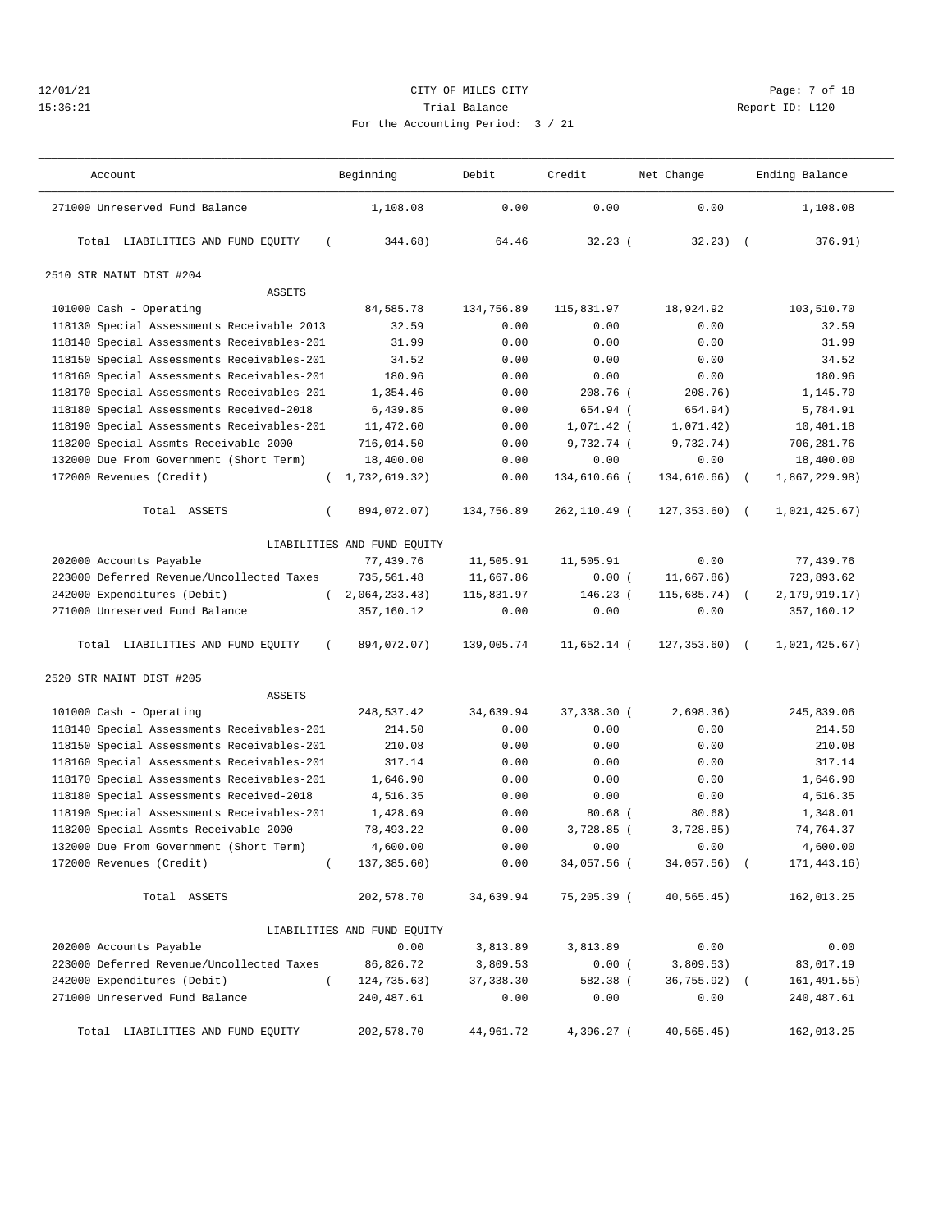12/01/21 CITY OF MILES CITY
15:36:21 Trial Balance Report ID: L120
For the Accounting Period: 3 / 21

| Account | Beginning | Debit | Credit | Net Change | Ending Balance |
|---|---|---|---|---|---|
| 271000 Unreserved Fund Balance | 1,108.08 | 0.00 | 0.00 | 0.00 | 1,108.08 |
| Total LIABILITIES AND FUND EQUITY | ( 344.68) | 64.46 | 32.23 ( | 32.23) | ( 376.91) |
| **2510 STR MAINT DIST #204** | | | | | |
| ASSETS | | | | | |
| 101000 Cash - Operating | 84,585.78 | 134,756.89 | 115,831.97 | 18,924.92 | 103,510.70 |
| 118130 Special Assessments Receivable 2013 | 32.59 | 0.00 | 0.00 | 0.00 | 32.59 |
| 118140 Special Assessments Receivables-201 | 31.99 | 0.00 | 0.00 | 0.00 | 31.99 |
| 118150 Special Assessments Receivables-201 | 34.52 | 0.00 | 0.00 | 0.00 | 34.52 |
| 118160 Special Assessments Receivables-201 | 180.96 | 0.00 | 0.00 | 0.00 | 180.96 |
| 118170 Special Assessments Receivables-201 | 1,354.46 | 0.00 | 208.76 ( | 208.76) | 1,145.70 |
| 118180 Special Assessments Received-2018 | 6,439.85 | 0.00 | 654.94 ( | 654.94) | 5,784.91 |
| 118190 Special Assessments Receivables-201 | 11,472.60 | 0.00 | 1,071.42 ( | 1,071.42) | 10,401.18 |
| 118200 Special Assmts Receivable 2000 | 716,014.50 | 0.00 | 9,732.74 ( | 9,732.74) | 706,281.76 |
| 132000 Due From Government (Short Term) | 18,400.00 | 0.00 | 0.00 | 0.00 | 18,400.00 |
| 172000 Revenues (Credit) | ( 1,732,619.32) | 0.00 | 134,610.66 ( | 134,610.66) | ( 1,867,229.98) |
| Total ASSETS | ( 894,072.07) | 134,756.89 | 262,110.49 ( | 127,353.60) | ( 1,021,425.67) |
| LIABILITIES AND FUND EQUITY | | | | | |
| 202000 Accounts Payable | 77,439.76 | 11,505.91 | 11,505.91 | 0.00 | 77,439.76 |
| 223000 Deferred Revenue/Uncollected Taxes | 735,561.48 | 11,667.86 | 0.00 ( | 11,667.86) | 723,893.62 |
| 242000 Expenditures (Debit) | ( 2,064,233.43) | 115,831.97 | 146.23 ( | 115,685.74) | ( 2,179,919.17) |
| 271000 Unreserved Fund Balance | 357,160.12 | 0.00 | 0.00 | 0.00 | 357,160.12 |
| Total LIABILITIES AND FUND EQUITY | ( 894,072.07) | 139,005.74 | 11,652.14 ( | 127,353.60) | ( 1,021,425.67) |
| **2520 STR MAINT DIST #205** | | | | | |
| ASSETS | | | | | |
| 101000 Cash - Operating | 248,537.42 | 34,639.94 | 37,338.30 ( | 2,698.36) | 245,839.06 |
| 118140 Special Assessments Receivables-201 | 214.50 | 0.00 | 0.00 | 0.00 | 214.50 |
| 118150 Special Assessments Receivables-201 | 210.08 | 0.00 | 0.00 | 0.00 | 210.08 |
| 118160 Special Assessments Receivables-201 | 317.14 | 0.00 | 0.00 | 0.00 | 317.14 |
| 118170 Special Assessments Receivables-201 | 1,646.90 | 0.00 | 0.00 | 0.00 | 1,646.90 |
| 118180 Special Assessments Received-2018 | 4,516.35 | 0.00 | 0.00 | 0.00 | 4,516.35 |
| 118190 Special Assessments Receivables-201 | 1,428.69 | 0.00 | 80.68 ( | 80.68) | 1,348.01 |
| 118200 Special Assmts Receivable 2000 | 78,493.22 | 0.00 | 3,728.85 ( | 3,728.85) | 74,764.37 |
| 132000 Due From Government (Short Term) | 4,600.00 | 0.00 | 0.00 | 0.00 | 4,600.00 |
| 172000 Revenues (Credit) | ( 137,385.60) | 0.00 | 34,057.56 ( | 34,057.56) | ( 171,443.16) |
| Total ASSETS | 202,578.70 | 34,639.94 | 75,205.39 ( | 40,565.45) | 162,013.25 |
| LIABILITIES AND FUND EQUITY | | | | | |
| 202000 Accounts Payable | 0.00 | 3,813.89 | 3,813.89 | 0.00 | 0.00 |
| 223000 Deferred Revenue/Uncollected Taxes | 86,826.72 | 3,809.53 | 0.00 ( | 3,809.53) | 83,017.19 |
| 242000 Expenditures (Debit) | ( 124,735.63) | 37,338.30 | 582.38 ( | 36,755.92) | ( 161,491.55) |
| 271000 Unreserved Fund Balance | 240,487.61 | 0.00 | 0.00 | 0.00 | 240,487.61 |
| Total LIABILITIES AND FUND EQUITY | 202,578.70 | 44,961.72 | 4,396.27 ( | 40,565.45) | 162,013.25 |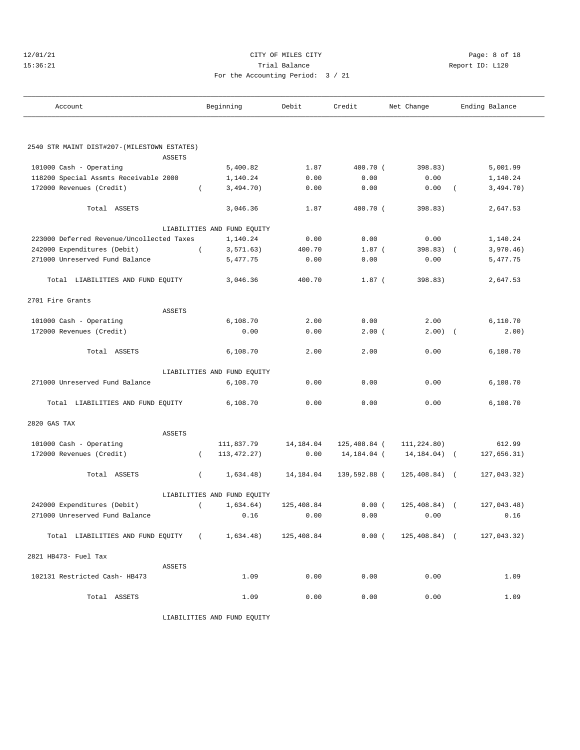CITY OF MILES CITY

Trial Balance

For the Accounting Period: 3 / 21

| Account | Beginning | Debit | Credit | Net Change | Ending Balance |
|---|---|---|---|---|---|
| **2540 STR MAINT DIST#207-(MILESTOWN ESTATES)** | | | | | |
| ASSETS | | | | | |
| 101000 Cash - Operating | 5,400.82 | 1.87 | 400.70 | (398.83) | 5,001.99 |
| 118200 Special Assmts Receivable 2000 | 1,140.24 | 0.00 | 0.00 | 0.00 | 1,140.24 |
| 172000 Revenues (Credit) | (3,494.70) | 0.00 | 0.00 | 0.00 | (3,494.70) |
| Total ASSETS | 3,046.36 | 1.87 | 400.70 | (398.83) | 2,647.53 |
| LIABILITIES AND FUND EQUITY | | | | | |
| 223000 Deferred Revenue/Uncollected Taxes | 1,140.24 | 0.00 | 0.00 | 0.00 | 1,140.24 |
| 242000 Expenditures (Debit) | (3,571.63) | 400.70 | 1.87 | (398.83) | (3,970.46) |
| 271000 Unreserved Fund Balance | 5,477.75 | 0.00 | 0.00 | 0.00 | 5,477.75 |
| Total LIABILITIES AND FUND EQUITY | 3,046.36 | 400.70 | 1.87 | (398.83) | 2,647.53 |
| **2701 Fire Grants** | | | | | |
| ASSETS | | | | | |
| 101000 Cash - Operating | 6,108.70 | 2.00 | 0.00 | 2.00 | 6,110.70 |
| 172000 Revenues (Credit) | 0.00 | 0.00 | 2.00 | (2.00) | (2.00) |
| Total ASSETS | 6,108.70 | 2.00 | 2.00 | 0.00 | 6,108.70 |
| LIABILITIES AND FUND EQUITY | | | | | |
| 271000 Unreserved Fund Balance | 6,108.70 | 0.00 | 0.00 | 0.00 | 6,108.70 |
| Total LIABILITIES AND FUND EQUITY | 6,108.70 | 0.00 | 0.00 | 0.00 | 6,108.70 |
| **2820 GAS TAX** | | | | | |
| ASSETS | | | | | |
| 101000 Cash - Operating | 111,837.79 | 14,184.04 | 125,408.84 | (111,224.80) | 612.99 |
| 172000 Revenues (Credit) | (113,472.27) | 0.00 | 14,184.04 | (14,184.04) | (127,656.31) |
| Total ASSETS | (1,634.48) | 14,184.04 | 139,592.88 | (125,408.84) | (127,043.32) |
| LIABILITIES AND FUND EQUITY | | | | | |
| 242000 Expenditures (Debit) | (1,634.64) | 125,408.84 | 0.00 | (125,408.84) | (127,043.48) |
| 271000 Unreserved Fund Balance | 0.16 | 0.00 | 0.00 | 0.00 | 0.16 |
| Total LIABILITIES AND FUND EQUITY | (1,634.48) | 125,408.84 | 0.00 | (125,408.84) | (127,043.32) |
| **2821 HB473- Fuel Tax** | | | | | |
| ASSETS | | | | | |
| 102131 Restricted Cash- HB473 | 1.09 | 0.00 | 0.00 | 0.00 | 1.09 |
| Total ASSETS | 1.09 | 0.00 | 0.00 | 0.00 | 1.09 |
| LIABILITIES AND FUND EQUITY | | | | | |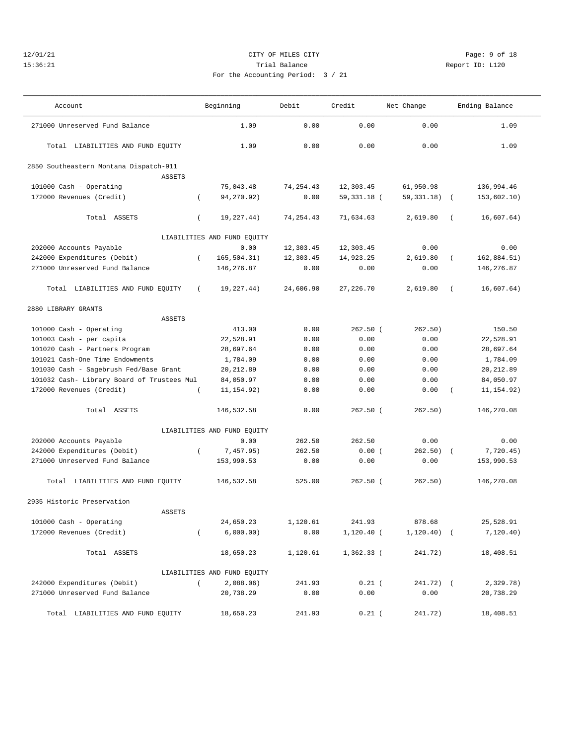CITY OF MILES CITY

Trial Balance

For the Accounting Period: 3 / 21

12/01/21 15:36:21 — Report ID: L120

| Account | Beginning | Debit | Credit | Net Change | Ending Balance |
|---|---|---|---|---|---|
| 271000 Unreserved Fund Balance | 1.09 | 0.00 | 0.00 | 0.00 | 1.09 |
| Total LIABILITIES AND FUND EQUITY | 1.09 | 0.00 | 0.00 | 0.00 | 1.09 |
| **2850 Southeastern Montana Dispatch-911** | | | | | |
| ASSETS | | | | | |
| 101000 Cash - Operating | 75,043.48 | 74,254.43 | 12,303.45 | 61,950.98 | 136,994.46 |
| 172000 Revenues (Credit) | ( 94,270.92) | 0.00 | 59,331.18 | ( 59,331.18) | ( 153,602.10) |
| Total ASSETS | ( 19,227.44) | 74,254.43 | 71,634.63 | 2,619.80 | ( 16,607.64) |
| LIABILITIES AND FUND EQUITY | | | | | |
| 202000 Accounts Payable | 0.00 | 12,303.45 | 12,303.45 | 0.00 | 0.00 |
| 242000 Expenditures (Debit) | ( 165,504.31) | 12,303.45 | 14,923.25 | 2,619.80 | ( 162,884.51) |
| 271000 Unreserved Fund Balance | 146,276.87 | 0.00 | 0.00 | 0.00 | 146,276.87 |
| Total LIABILITIES AND FUND EQUITY | ( 19,227.44) | 24,606.90 | 27,226.70 | 2,619.80 | ( 16,607.64) |
| **2880 LIBRARY GRANTS** | | | | | |
| ASSETS | | | | | |
| 101000 Cash - Operating | 413.00 | 0.00 | 262.50 | ( 262.50) | 150.50 |
| 101003 Cash - per capita | 22,528.91 | 0.00 | 0.00 | 0.00 | 22,528.91 |
| 101020 Cash - Partners Program | 28,697.64 | 0.00 | 0.00 | 0.00 | 28,697.64 |
| 101021 Cash-One Time Endowments | 1,784.09 | 0.00 | 0.00 | 0.00 | 1,784.09 |
| 101030 Cash - Sagebrush Fed/Base Grant | 20,212.89 | 0.00 | 0.00 | 0.00 | 20,212.89 |
| 101032 Cash- Library Board of Trustees Mul | 84,050.97 | 0.00 | 0.00 | 0.00 | 84,050.97 |
| 172000 Revenues (Credit) | ( 11,154.92) | 0.00 | 0.00 | 0.00 | ( 11,154.92) |
| Total ASSETS | 146,532.58 | 0.00 | 262.50 | ( 262.50) | 146,270.08 |
| LIABILITIES AND FUND EQUITY | | | | | |
| 202000 Accounts Payable | 0.00 | 262.50 | 262.50 | 0.00 | 0.00 |
| 242000 Expenditures (Debit) | ( 7,457.95) | 262.50 | 0.00 | ( 262.50) | ( 7,720.45) |
| 271000 Unreserved Fund Balance | 153,990.53 | 0.00 | 0.00 | 0.00 | 153,990.53 |
| Total LIABILITIES AND FUND EQUITY | 146,532.58 | 525.00 | 262.50 | ( 262.50) | 146,270.08 |
| **2935 Historic Preservation** | | | | | |
| ASSETS | | | | | |
| 101000 Cash - Operating | 24,650.23 | 1,120.61 | 241.93 | 878.68 | 25,528.91 |
| 172000 Revenues (Credit) | ( 6,000.00) | 0.00 | 1,120.40 | ( 1,120.40) | ( 7,120.40) |
| Total ASSETS | 18,650.23 | 1,120.61 | 1,362.33 | ( 241.72) | 18,408.51 |
| LIABILITIES AND FUND EQUITY | | | | | |
| 242000 Expenditures (Debit) | ( 2,088.06) | 241.93 | 0.21 | ( 241.72) | ( 2,329.78) |
| 271000 Unreserved Fund Balance | 20,738.29 | 0.00 | 0.00 | 0.00 | 20,738.29 |
| Total LIABILITIES AND FUND EQUITY | 18,650.23 | 241.93 | 0.21 | ( 241.72) | 18,408.51 |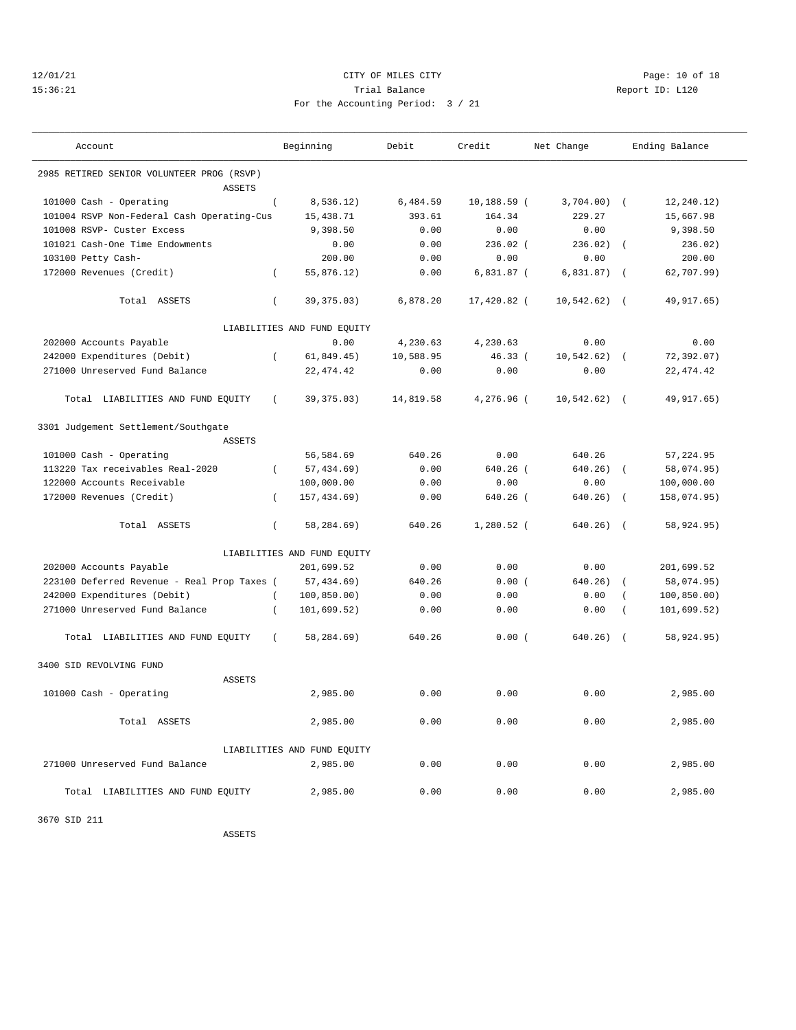12/01/21 CITY OF MILES CITY
15:36:21 Trial Balance Report ID: L120
For the Accounting Period: 3 / 21

| Account | Beginning | Debit | Credit | Net Change | Ending Balance |
|---|---|---|---|---|---|
| **2985 RETIRED SENIOR VOLUNTEER PROG (RSVP)** | | | | | |
| ASSETS | | | | | |
| 101000 Cash - Operating | ( 8,536.12) | 6,484.59 | 10,188.59 | ( 3,704.00) | ( 12,240.12) |
| 101004 RSVP Non-Federal Cash Operating-Cus | 15,438.71 | 393.61 | 164.34 | 229.27 | 15,667.98 |
| 101008 RSVP- Custer Excess | 9,398.50 | 0.00 | 0.00 | 0.00 | 9,398.50 |
| 101021 Cash-One Time Endowments | 0.00 | 0.00 | 236.02 | ( 236.02) | ( 236.02) |
| 103100 Petty Cash- | 200.00 | 0.00 | 0.00 | 0.00 | 200.00 |
| 172000 Revenues (Credit) | ( 55,876.12) | 0.00 | 6,831.87 | ( 6,831.87) | ( 62,707.99) |
| Total ASSETS | ( 39,375.03) | 6,878.20 | 17,420.82 | ( 10,542.62) | ( 49,917.65) |
| LIABILITIES AND FUND EQUITY | | | | | |
| 202000 Accounts Payable | 0.00 | 4,230.63 | 4,230.63 | 0.00 | 0.00 |
| 242000 Expenditures (Debit) | ( 61,849.45) | 10,588.95 | 46.33 | ( 10,542.62) | ( 72,392.07) |
| 271000 Unreserved Fund Balance | 22,474.42 | 0.00 | 0.00 | 0.00 | 22,474.42 |
| Total LIABILITIES AND FUND EQUITY | ( 39,375.03) | 14,819.58 | 4,276.96 | ( 10,542.62) | ( 49,917.65) |
| **3301 Judgement Settlement/Southgate** | | | | | |
| ASSETS | | | | | |
| 101000 Cash - Operating | 56,584.69 | 640.26 | 0.00 | 640.26 | 57,224.95 |
| 113220 Tax receivables Real-2020 | ( 57,434.69) | 0.00 | 640.26 | ( 640.26) | ( 58,074.95) |
| 122000 Accounts Receivable | 100,000.00 | 0.00 | 0.00 | 0.00 | 100,000.00 |
| 172000 Revenues (Credit) | ( 157,434.69) | 0.00 | 640.26 | ( 640.26) | ( 158,074.95) |
| Total ASSETS | ( 58,284.69) | 640.26 | 1,280.52 | ( 640.26) | ( 58,924.95) |
| LIABILITIES AND FUND EQUITY | | | | | |
| 202000 Accounts Payable | 201,699.52 | 0.00 | 0.00 | 0.00 | 201,699.52 |
| 223100 Deferred Revenue - Real Prop Taxes | ( 57,434.69) | 640.26 | 0.00 | ( 640.26) | ( 58,074.95) |
| 242000 Expenditures (Debit) | ( 100,850.00) | 0.00 | 0.00 | 0.00 | ( 100,850.00) |
| 271000 Unreserved Fund Balance | ( 101,699.52) | 0.00 | 0.00 | 0.00 | ( 101,699.52) |
| Total LIABILITIES AND FUND EQUITY | ( 58,284.69) | 640.26 | 0.00 | ( 640.26) | ( 58,924.95) |
| **3400 SID REVOLVING FUND** | | | | | |
| ASSETS | | | | | |
| 101000 Cash - Operating | 2,985.00 | 0.00 | 0.00 | 0.00 | 2,985.00 |
| Total ASSETS | 2,985.00 | 0.00 | 0.00 | 0.00 | 2,985.00 |
| LIABILITIES AND FUND EQUITY | | | | | |
| 271000 Unreserved Fund Balance | 2,985.00 | 0.00 | 0.00 | 0.00 | 2,985.00 |
| Total LIABILITIES AND FUND EQUITY | 2,985.00 | 0.00 | 0.00 | 0.00 | 2,985.00 |
| **3670 SID 211** | | | | | |
| ASSETS | | | | | |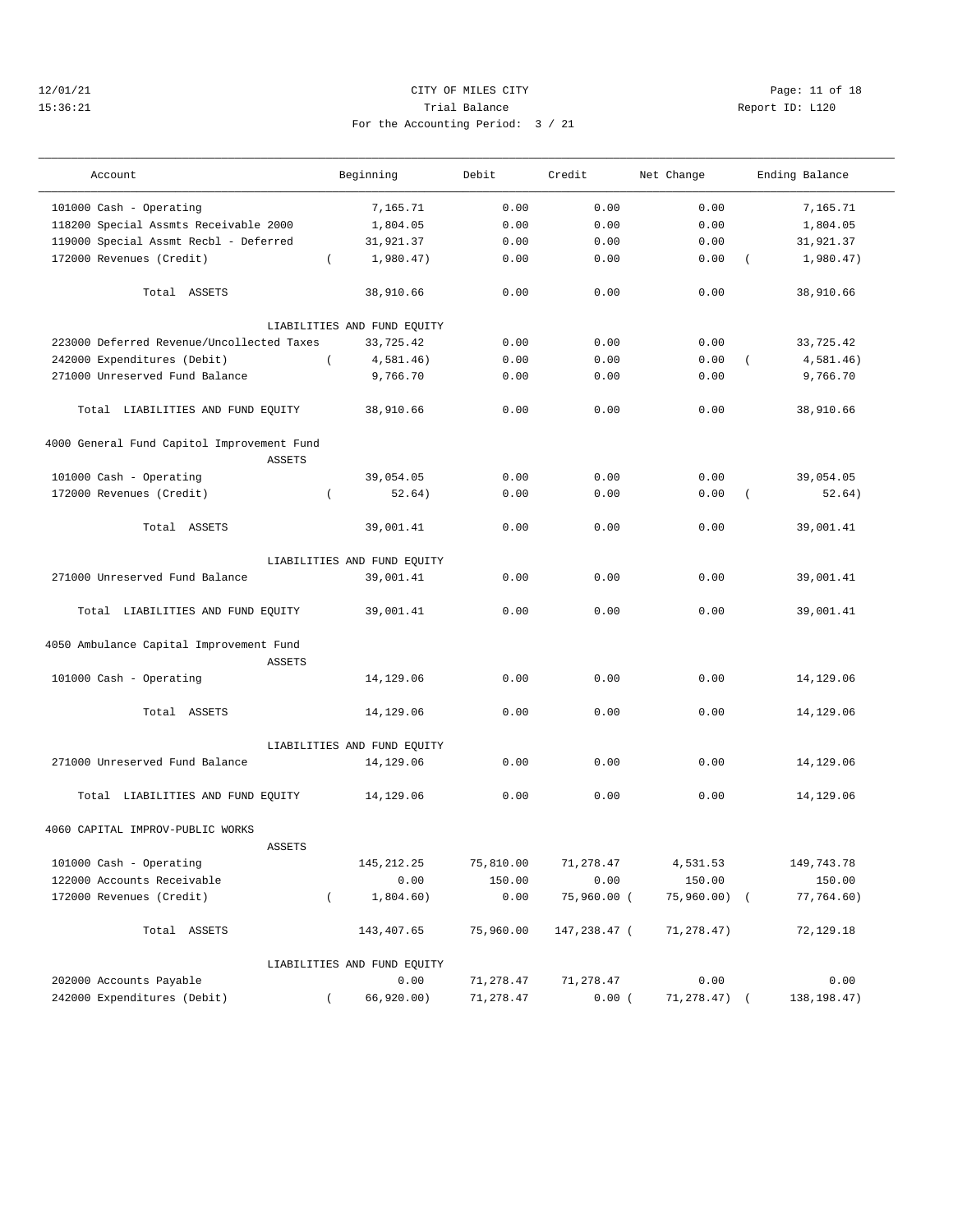CITY OF MILES CITY

Trial Balance

For the Accounting Period: 3 / 21

| Account | Beginning | Debit | Credit | Net Change | Ending Balance |
|---|---|---|---|---|---|
| 101000 Cash - Operating | 7,165.71 | 0.00 | 0.00 | 0.00 | 7,165.71 |
| 118200 Special Assmts Receivable 2000 | 1,804.05 | 0.00 | 0.00 | 0.00 | 1,804.05 |
| 119000 Special Assmt Recbl - Deferred | 31,921.37 | 0.00 | 0.00 | 0.00 | 31,921.37 |
| 172000 Revenues (Credit) | ( 1,980.47) | 0.00 | 0.00 | 0.00 | ( 1,980.47) |
| Total ASSETS | 38,910.66 | 0.00 | 0.00 | 0.00 | 38,910.66 |
| LIABILITIES AND FUND EQUITY | | | | | |
| 223000 Deferred Revenue/Uncollected Taxes | 33,725.42 | 0.00 | 0.00 | 0.00 | 33,725.42 |
| 242000 Expenditures (Debit) | ( 4,581.46) | 0.00 | 0.00 | 0.00 | ( 4,581.46) |
| 271000 Unreserved Fund Balance | 9,766.70 | 0.00 | 0.00 | 0.00 | 9,766.70 |
| Total LIABILITIES AND FUND EQUITY | 38,910.66 | 0.00 | 0.00 | 0.00 | 38,910.66 |
| **4000 General Fund Capitol Improvement Fund** | | | | | |
| ASSETS | | | | | |
| 101000 Cash - Operating | 39,054.05 | 0.00 | 0.00 | 0.00 | 39,054.05 |
| 172000 Revenues (Credit) | ( 52.64) | 0.00 | 0.00 | 0.00 | ( 52.64) |
| Total ASSETS | 39,001.41 | 0.00 | 0.00 | 0.00 | 39,001.41 |
| LIABILITIES AND FUND EQUITY | | | | | |
| 271000 Unreserved Fund Balance | 39,001.41 | 0.00 | 0.00 | 0.00 | 39,001.41 |
| Total LIABILITIES AND FUND EQUITY | 39,001.41 | 0.00 | 0.00 | 0.00 | 39,001.41 |
| **4050 Ambulance Capital Improvement Fund** | | | | | |
| ASSETS | | | | | |
| 101000 Cash - Operating | 14,129.06 | 0.00 | 0.00 | 0.00 | 14,129.06 |
| Total ASSETS | 14,129.06 | 0.00 | 0.00 | 0.00 | 14,129.06 |
| LIABILITIES AND FUND EQUITY | | | | | |
| 271000 Unreserved Fund Balance | 14,129.06 | 0.00 | 0.00 | 0.00 | 14,129.06 |
| Total LIABILITIES AND FUND EQUITY | 14,129.06 | 0.00 | 0.00 | 0.00 | 14,129.06 |
| **4060 CAPITAL IMPROV-PUBLIC WORKS** | | | | | |
| ASSETS | | | | | |
| 101000 Cash - Operating | 145,212.25 | 75,810.00 | 71,278.47 | 4,531.53 | 149,743.78 |
| 122000 Accounts Receivable | 0.00 | 150.00 | 0.00 | 150.00 | 150.00 |
| 172000 Revenues (Credit) | ( 1,804.60) | 0.00 | 75,960.00 | ( 75,960.00) | ( 77,764.60) |
| Total ASSETS | 143,407.65 | 75,960.00 | 147,238.47 | ( 71,278.47) | 72,129.18 |
| LIABILITIES AND FUND EQUITY | | | | | |
| 202000 Accounts Payable | 0.00 | 71,278.47 | 71,278.47 | 0.00 | 0.00 |
| 242000 Expenditures (Debit) | ( 66,920.00) | 71,278.47 | 0.00 | ( 71,278.47) | ( 138,198.47) |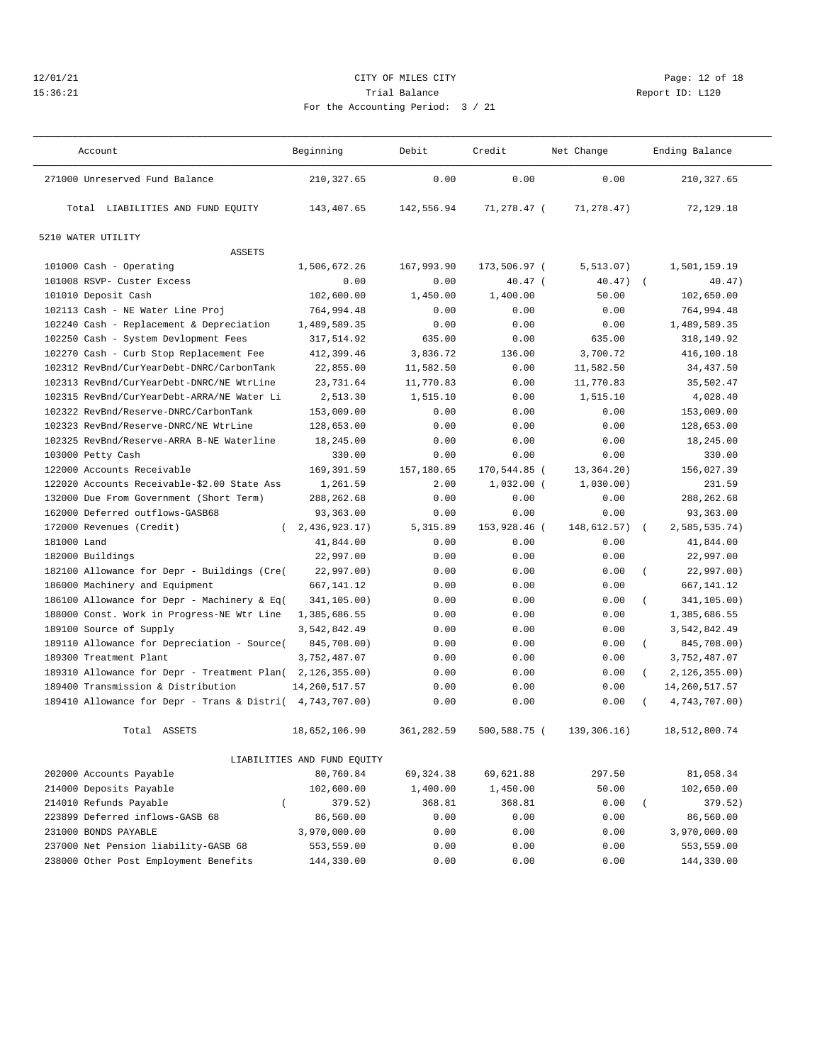12/01/21 CITY OF MILES CITY
15:36:21 Trial Balance Report ID: L120
For the Accounting Period: 3 / 21

| Account | Beginning | Debit | Credit | Net Change | Ending Balance |
|---|---|---|---|---|---|
| 271000 Unreserved Fund Balance | 210,327.65 | 0.00 | 0.00 | 0.00 | 210,327.65 |
| Total LIABILITIES AND FUND EQUITY | 143,407.65 | 142,556.94 | 71,278.47 ( | 71,278.47) | 72,129.18 |
| 5210 WATER UTILITY | | | | | |
| ASSETS | | | | | |
| 101000 Cash - Operating | 1,506,672.26 | 167,993.90 | 173,506.97 ( | 5,513.07) | 1,501,159.19 |
| 101008 RSVP- Custer Excess | 0.00 | 0.00 | 40.47 ( | 40.47) | ( 40.47) |
| 101010 Deposit Cash | 102,600.00 | 1,450.00 | 1,400.00 | 50.00 | 102,650.00 |
| 102113 Cash - NE Water Line Proj | 764,994.48 | 0.00 | 0.00 | 0.00 | 764,994.48 |
| 102240 Cash - Replacement & Depreciation | 1,489,589.35 | 0.00 | 0.00 | 0.00 | 1,489,589.35 |
| 102250 Cash - System Devlopment Fees | 317,514.92 | 635.00 | 0.00 | 635.00 | 318,149.92 |
| 102270 Cash - Curb Stop Replacement Fee | 412,399.46 | 3,836.72 | 136.00 | 3,700.72 | 416,100.18 |
| 102312 RevBnd/CurYearDebt-DNRC/CarbonTank | 22,855.00 | 11,582.50 | 0.00 | 11,582.50 | 34,437.50 |
| 102313 RevBnd/CurYearDebt-DNRC/NE WtrLine | 23,731.64 | 11,770.83 | 0.00 | 11,770.83 | 35,502.47 |
| 102315 RevBnd/CurYearDebt-ARRA/NE Water Li | 2,513.30 | 1,515.10 | 0.00 | 1,515.10 | 4,028.40 |
| 102322 RevBnd/Reserve-DNRC/CarbonTank | 153,009.00 | 0.00 | 0.00 | 0.00 | 153,009.00 |
| 102323 RevBnd/Reserve-DNRC/NE WtrLine | 128,653.00 | 0.00 | 0.00 | 0.00 | 128,653.00 |
| 102325 RevBnd/Reserve-ARRA B-NE Waterline | 18,245.00 | 0.00 | 0.00 | 0.00 | 18,245.00 |
| 103000 Petty Cash | 330.00 | 0.00 | 0.00 | 0.00 | 330.00 |
| 122000 Accounts Receivable | 169,391.59 | 157,180.65 | 170,544.85 ( | 13,364.20) | 156,027.39 |
| 122020 Accounts Receivable-$2.00 State Ass | 1,261.59 | 2.00 | 1,032.00 ( | 1,030.00) | 231.59 |
| 132000 Due From Government (Short Term) | 288,262.68 | 0.00 | 0.00 | 0.00 | 288,262.68 |
| 162000 Deferred outflows-GASB68 | 93,363.00 | 0.00 | 0.00 | 0.00 | 93,363.00 |
| 172000 Revenues (Credit) | ( 2,436,923.17) | 5,315.89 | 153,928.46 ( | 148,612.57) | ( 2,585,535.74) |
| 181000 Land | 41,844.00 | 0.00 | 0.00 | 0.00 | 41,844.00 |
| 182000 Buildings | 22,997.00 | 0.00 | 0.00 | 0.00 | 22,997.00 |
| 182100 Allowance for Depr - Buildings (Cre( | 22,997.00) | 0.00 | 0.00 | 0.00 | ( 22,997.00) |
| 186000 Machinery and Equipment | 667,141.12 | 0.00 | 0.00 | 0.00 | 667,141.12 |
| 186100 Allowance for Depr - Machinery & Eq( | 341,105.00) | 0.00 | 0.00 | 0.00 | ( 341,105.00) |
| 188000 Const. Work in Progress-NE Wtr Line | 1,385,686.55 | 0.00 | 0.00 | 0.00 | 1,385,686.55 |
| 189100 Source of Supply | 3,542,842.49 | 0.00 | 0.00 | 0.00 | 3,542,842.49 |
| 189110 Allowance for Depreciation - Source( | 845,708.00) | 0.00 | 0.00 | 0.00 | ( 845,708.00) |
| 189300 Treatment Plant | 3,752,487.07 | 0.00 | 0.00 | 0.00 | 3,752,487.07 |
| 189310 Allowance for Depr - Treatment Plan( | 2,126,355.00) | 0.00 | 0.00 | 0.00 | ( 2,126,355.00) |
| 189400 Transmission & Distribution | 14,260,517.57 | 0.00 | 0.00 | 0.00 | 14,260,517.57 |
| 189410 Allowance for Depr - Trans & Distri( | 4,743,707.00) | 0.00 | 0.00 | 0.00 | ( 4,743,707.00) |
| Total ASSETS | 18,652,106.90 | 361,282.59 | 500,588.75 ( | 139,306.16) | 18,512,800.74 |
| LIABILITIES AND FUND EQUITY | | | | | |
| 202000 Accounts Payable | 80,760.84 | 69,324.38 | 69,621.88 | 297.50 | 81,058.34 |
| 214000 Deposits Payable | 102,600.00 | 1,400.00 | 1,450.00 | 50.00 | 102,650.00 |
| 214010 Refunds Payable | ( 379.52) | 368.81 | 368.81 | 0.00 | ( 379.52) |
| 223899 Deferred inflows-GASB 68 | 86,560.00 | 0.00 | 0.00 | 0.00 | 86,560.00 |
| 231000 BONDS PAYABLE | 3,970,000.00 | 0.00 | 0.00 | 0.00 | 3,970,000.00 |
| 237000 Net Pension liability-GASB 68 | 553,559.00 | 0.00 | 0.00 | 0.00 | 553,559.00 |
| 238000 Other Post Employment Benefits | 144,330.00 | 0.00 | 0.00 | 0.00 | 144,330.00 |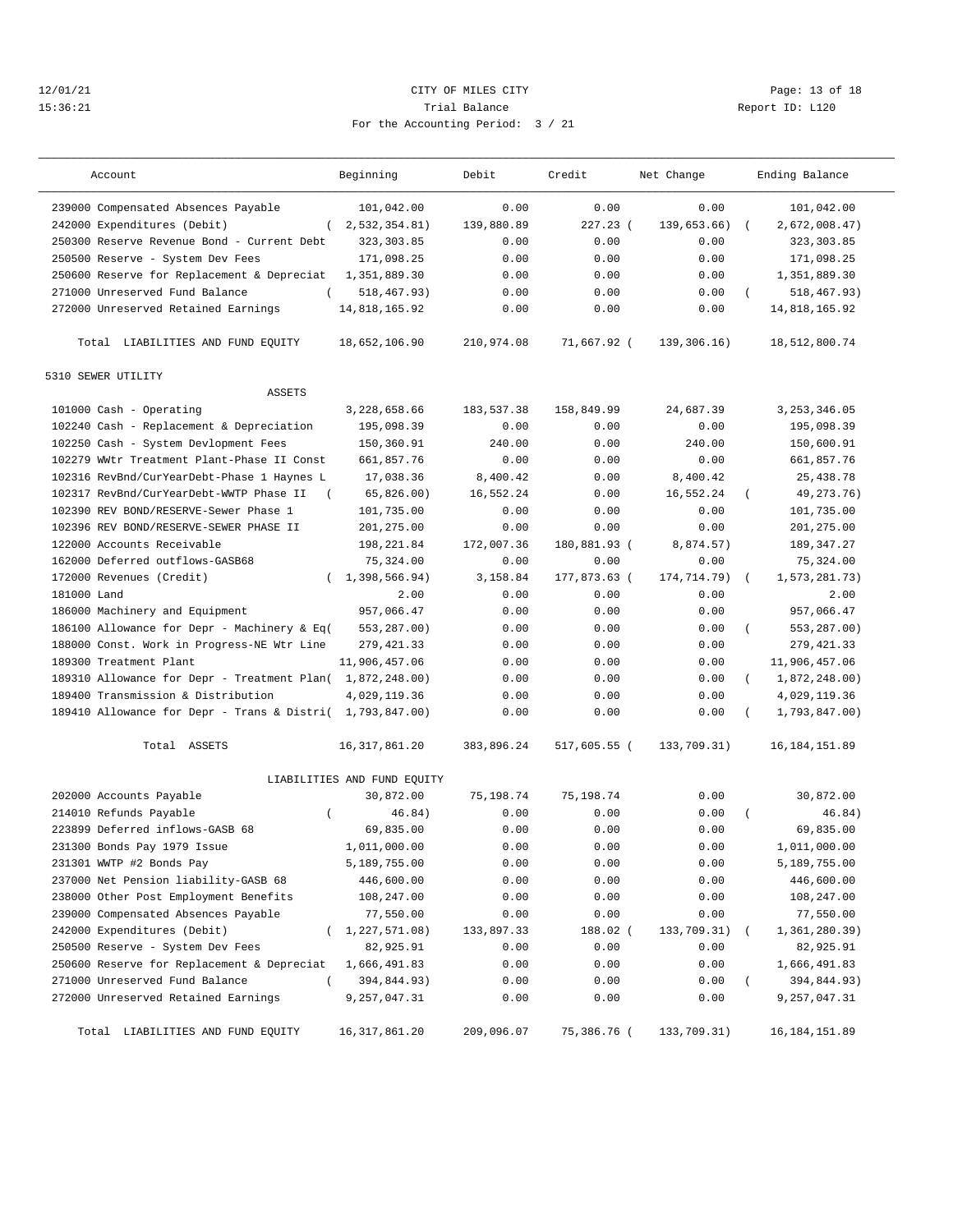CITY OF MILES CITY
Trial Balance
For the Accounting Period: 3 / 21

12/01/21 15:36:21 Report ID: L120

| Account | Beginning | Debit | Credit | Net Change | Ending Balance |
|---|---|---|---|---|---|
| 239000 Compensated Absences Payable | 101,042.00 | 0.00 | 0.00 | 0.00 | 101,042.00 |
| 242000 Expenditures (Debit) | ( 2,532,354.81) | 139,880.89 | 227.23 | ( 139,653.66) | ( 2,672,008.47) |
| 250300 Reserve Revenue Bond - Current Debt | 323,303.85 | 0.00 | 0.00 | 0.00 | 323,303.85 |
| 250500 Reserve - System Dev Fees | 171,098.25 | 0.00 | 0.00 | 0.00 | 171,098.25 |
| 250600 Reserve for Replacement & Depreciat | 1,351,889.30 | 0.00 | 0.00 | 0.00 | 1,351,889.30 |
| 271000 Unreserved Fund Balance | ( 518,467.93) | 0.00 | 0.00 | 0.00 | ( 518,467.93) |
| 272000 Unreserved Retained Earnings | 14,818,165.92 | 0.00 | 0.00 | 0.00 | 14,818,165.92 |
| Total LIABILITIES AND FUND EQUITY | 18,652,106.90 | 210,974.08 | 71,667.92 | ( 139,306.16) | 18,512,800.74 |
| **5310 SEWER UTILITY** | | | | | |
| ASSETS | | | | | |
| 101000 Cash - Operating | 3,228,658.66 | 183,537.38 | 158,849.99 | 24,687.39 | 3,253,346.05 |
| 102240 Cash - Replacement & Depreciation | 195,098.39 | 0.00 | 0.00 | 0.00 | 195,098.39 |
| 102250 Cash - System Devlopment Fees | 150,360.91 | 240.00 | 0.00 | 240.00 | 150,600.91 |
| 102279 WWtr Treatment Plant-Phase II Const | 661,857.76 | 0.00 | 0.00 | 0.00 | 661,857.76 |
| 102316 RevBnd/CurYearDebt-Phase 1 Haynes L | 17,038.36 | 8,400.42 | 0.00 | 8,400.42 | 25,438.78 |
| 102317 RevBnd/CurYearDebt-WWTP Phase II | ( 65,826.00) | 16,552.24 | 0.00 | 16,552.24 | ( 49,273.76) |
| 102390 REV BOND/RESERVE-Sewer Phase 1 | 101,735.00 | 0.00 | 0.00 | 0.00 | 101,735.00 |
| 102396 REV BOND/RESERVE-SEWER PHASE II | 201,275.00 | 0.00 | 0.00 | 0.00 | 201,275.00 |
| 122000 Accounts Receivable | 198,221.84 | 172,007.36 | 180,881.93 | ( 8,874.57) | 189,347.27 |
| 162000 Deferred outflows-GASB68 | 75,324.00 | 0.00 | 0.00 | 0.00 | 75,324.00 |
| 172000 Revenues (Credit) | ( 1,398,566.94) | 3,158.84 | 177,873.63 | ( 174,714.79) | ( 1,573,281.73) |
| 181000 Land | 2.00 | 0.00 | 0.00 | 0.00 | 2.00 |
| 186000 Machinery and Equipment | 957,066.47 | 0.00 | 0.00 | 0.00 | 957,066.47 |
| 186100 Allowance for Depr - Machinery & Eq | ( 553,287.00) | 0.00 | 0.00 | 0.00 | ( 553,287.00) |
| 188000 Const. Work in Progress-NE Wtr Line | 279,421.33 | 0.00 | 0.00 | 0.00 | 279,421.33 |
| 189300 Treatment Plant | 11,906,457.06 | 0.00 | 0.00 | 0.00 | 11,906,457.06 |
| 189310 Allowance for Depr - Treatment Plan | ( 1,872,248.00) | 0.00 | 0.00 | 0.00 | ( 1,872,248.00) |
| 189400 Transmission & Distribution | 4,029,119.36 | 0.00 | 0.00 | 0.00 | 4,029,119.36 |
| 189410 Allowance for Depr - Trans & Distri | ( 1,793,847.00) | 0.00 | 0.00 | 0.00 | ( 1,793,847.00) |
| Total ASSETS | 16,317,861.20 | 383,896.24 | 517,605.55 | ( 133,709.31) | 16,184,151.89 |
| LIABILITIES AND FUND EQUITY | | | | | |
| 202000 Accounts Payable | 30,872.00 | 75,198.74 | 75,198.74 | 0.00 | 30,872.00 |
| 214010 Refunds Payable | ( 46.84) | 0.00 | 0.00 | 0.00 | ( 46.84) |
| 223899 Deferred inflows-GASB 68 | 69,835.00 | 0.00 | 0.00 | 0.00 | 69,835.00 |
| 231300 Bonds Pay 1979 Issue | 1,011,000.00 | 0.00 | 0.00 | 0.00 | 1,011,000.00 |
| 231301 WWTP #2 Bonds Pay | 5,189,755.00 | 0.00 | 0.00 | 0.00 | 5,189,755.00 |
| 237000 Net Pension liability-GASB 68 | 446,600.00 | 0.00 | 0.00 | 0.00 | 446,600.00 |
| 238000 Other Post Employment Benefits | 108,247.00 | 0.00 | 0.00 | 0.00 | 108,247.00 |
| 239000 Compensated Absences Payable | 77,550.00 | 0.00 | 0.00 | 0.00 | 77,550.00 |
| 242000 Expenditures (Debit) | ( 1,227,571.08) | 133,897.33 | 188.02 | ( 133,709.31) | ( 1,361,280.39) |
| 250500 Reserve - System Dev Fees | 82,925.91 | 0.00 | 0.00 | 0.00 | 82,925.91 |
| 250600 Reserve for Replacement & Depreciat | 1,666,491.83 | 0.00 | 0.00 | 0.00 | 1,666,491.83 |
| 271000 Unreserved Fund Balance | ( 394,844.93) | 0.00 | 0.00 | 0.00 | ( 394,844.93) |
| 272000 Unreserved Retained Earnings | 9,257,047.31 | 0.00 | 0.00 | 0.00 | 9,257,047.31 |
| Total LIABILITIES AND FUND EQUITY | 16,317,861.20 | 209,096.07 | 75,386.76 | ( 133,709.31) | 16,184,151.89 |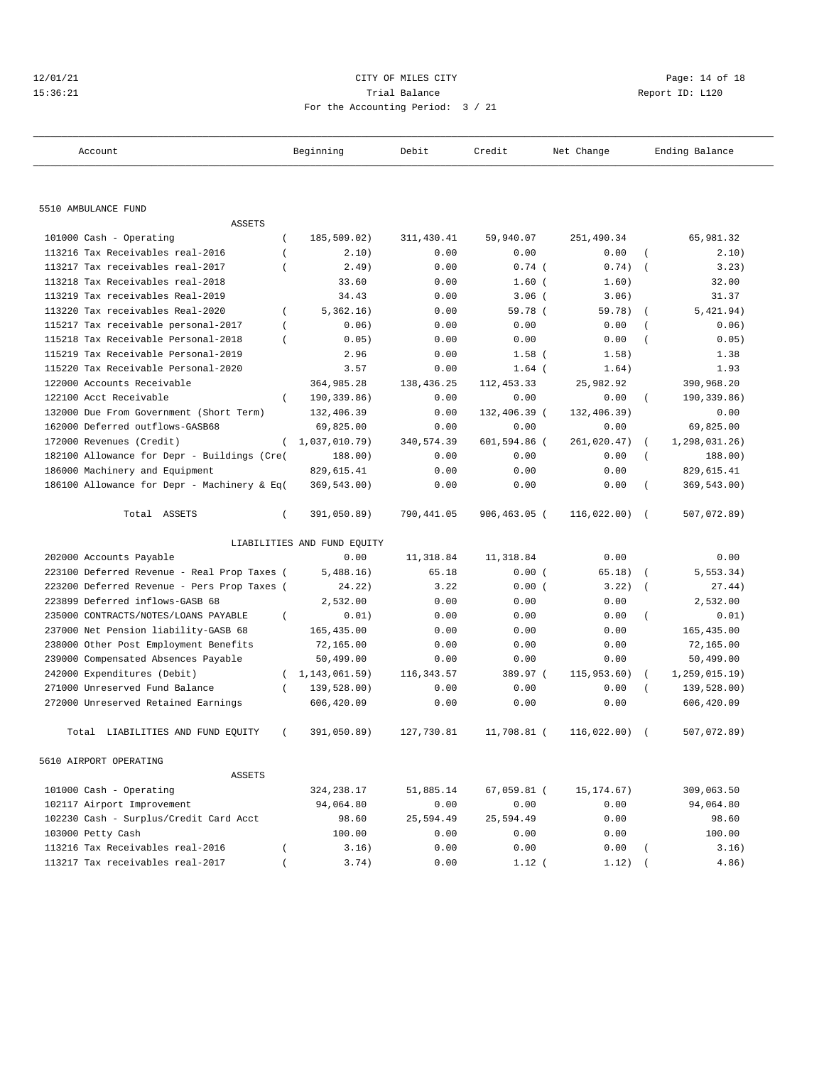CITY OF MILES CITY
Trial Balance
For the Accounting Period: 3 / 21

12/01/21 15:36:21 Report ID: L120

| Account | Beginning | Debit | Credit | Net Change | Ending Balance |
|---|---|---|---|---|---|
| **5510 AMBULANCE FUND** | | | | | |
| ASSETS | | | | | |
| 101000 Cash - Operating | ( 185,509.02) | 311,430.41 | 59,940.07 | 251,490.34 | 65,981.32 |
| 113216 Tax Receivables real-2016 | ( 2.10) | 0.00 | 0.00 | 0.00 | ( 2.10) |
| 113217 Tax receivables real-2017 | ( 2.49) | 0.00 | 0.74 | ( 0.74) | ( 3.23) |
| 113218 Tax Receivables real-2018 | 33.60 | 0.00 | 1.60 | ( 1.60) | 32.00 |
| 113219 Tax receivables Real-2019 | 34.43 | 0.00 | 3.06 | ( 3.06) | 31.37 |
| 113220 Tax receivables Real-2020 | ( 5,362.16) | 0.00 | 59.78 | ( 59.78) | ( 5,421.94) |
| 115217 Tax receivable personal-2017 | ( 0.06) | 0.00 | 0.00 | 0.00 | ( 0.06) |
| 115218 Tax Receivable Personal-2018 | ( 0.05) | 0.00 | 0.00 | 0.00 | ( 0.05) |
| 115219 Tax Receivable Personal-2019 | 2.96 | 0.00 | 1.58 | ( 1.58) | 1.38 |
| 115220 Tax Receivable Personal-2020 | 3.57 | 0.00 | 1.64 | ( 1.64) | 1.93 |
| 122000 Accounts Receivable | 364,985.28 | 138,436.25 | 112,453.33 | 25,982.92 | 390,968.20 |
| 122100 Acct Receivable | ( 190,339.86) | 0.00 | 0.00 | 0.00 | ( 190,339.86) |
| 132000 Due From Government (Short Term) | 132,406.39 | 0.00 | 132,406.39 | ( 132,406.39) | 0.00 |
| 162000 Deferred outflows-GASB68 | 69,825.00 | 0.00 | 0.00 | 0.00 | 69,825.00 |
| 172000 Revenues (Credit) | ( 1,037,010.79) | 340,574.39 | 601,594.86 | ( 261,020.47) | ( 1,298,031.26) |
| 182100 Allowance for Depr - Buildings (Cre( | 188.00) | 0.00 | 0.00 | 0.00 | ( 188.00) |
| 186000 Machinery and Equipment | 829,615.41 | 0.00 | 0.00 | 0.00 | 829,615.41 |
| 186100 Allowance for Depr - Machinery & Eq( | 369,543.00) | 0.00 | 0.00 | 0.00 | ( 369,543.00) |
| Total ASSETS | ( 391,050.89) | 790,441.05 | 906,463.05 | ( 116,022.00) | ( 507,072.89) |
| LIABILITIES AND FUND EQUITY | | | | | |
| 202000 Accounts Payable | 0.00 | 11,318.84 | 11,318.84 | 0.00 | 0.00 |
| 223100 Deferred Revenue - Real Prop Taxes ( | 5,488.16) | 65.18 | 0.00 | ( 65.18) | ( 5,553.34) |
| 223200 Deferred Revenue - Pers Prop Taxes ( | 24.22) | 3.22 | 0.00 | ( 3.22) | ( 27.44) |
| 223899 Deferred inflows-GASB 68 | 2,532.00 | 0.00 | 0.00 | 0.00 | 2,532.00 |
| 235000 CONTRACTS/NOTES/LOANS PAYABLE | ( 0.01) | 0.00 | 0.00 | 0.00 | ( 0.01) |
| 237000 Net Pension liability-GASB 68 | 165,435.00 | 0.00 | 0.00 | 0.00 | 165,435.00 |
| 238000 Other Post Employment Benefits | 72,165.00 | 0.00 | 0.00 | 0.00 | 72,165.00 |
| 239000 Compensated Absences Payable | 50,499.00 | 0.00 | 0.00 | 0.00 | 50,499.00 |
| 242000 Expenditures (Debit) | ( 1,143,061.59) | 116,343.57 | 389.97 | ( 115,953.60) | ( 1,259,015.19) |
| 271000 Unreserved Fund Balance | ( 139,528.00) | 0.00 | 0.00 | 0.00 | ( 139,528.00) |
| 272000 Unreserved Retained Earnings | 606,420.09 | 0.00 | 0.00 | 0.00 | 606,420.09 |
| Total LIABILITIES AND FUND EQUITY | ( 391,050.89) | 127,730.81 | 11,708.81 | ( 116,022.00) | ( 507,072.89) |
| **5610 AIRPORT OPERATING** | | | | | |
| ASSETS | | | | | |
| 101000 Cash - Operating | 324,238.17 | 51,885.14 | 67,059.81 | ( 15,174.67) | 309,063.50 |
| 102117 Airport Improvement | 94,064.80 | 0.00 | 0.00 | 0.00 | 94,064.80 |
| 102230 Cash - Surplus/Credit Card Acct | 98.60 | 25,594.49 | 25,594.49 | 0.00 | 98.60 |
| 103000 Petty Cash | 100.00 | 0.00 | 0.00 | 0.00 | 100.00 |
| 113216 Tax Receivables real-2016 | ( 3.16) | 0.00 | 0.00 | 0.00 | ( 3.16) |
| 113217 Tax receivables real-2017 | ( 3.74) | 0.00 | 1.12 | ( 1.12) | ( 4.86) |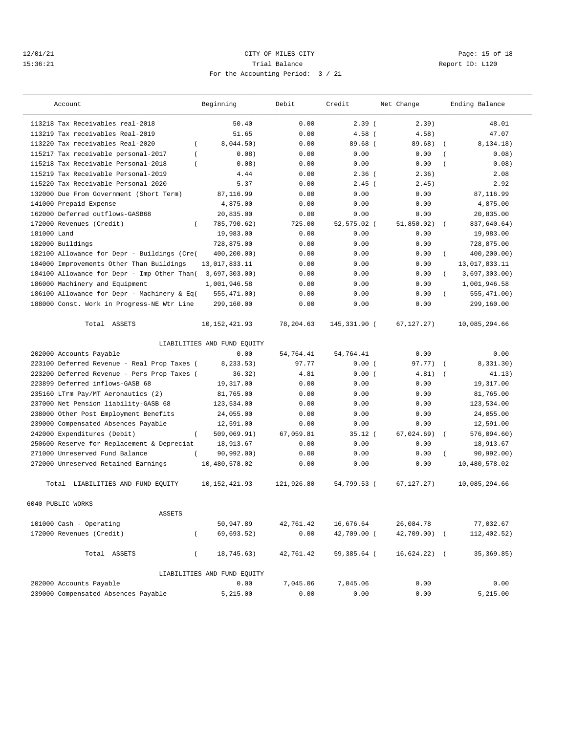12/01/21 CITY OF MILES CITY
15:36:21 Trial Balance Report ID: L120
For the Accounting Period: 3 / 21

| Account | Beginning | Debit | Credit | Net Change | Ending Balance |
|---|---|---|---|---|---|
| 113218 Tax Receivables real-2018 | 50.40 | 0.00 | 2.39 | ( 2.39) | 48.01 |
| 113219 Tax receivables Real-2019 | 51.65 | 0.00 | 4.58 | ( 4.58) | 47.07 |
| 113220 Tax receivables Real-2020 | ( 8,044.50) | 0.00 | 89.68 | ( 89.68) | ( 8,134.18) |
| 115217 Tax receivable personal-2017 | ( 0.08) | 0.00 | 0.00 | 0.00 | ( 0.08) |
| 115218 Tax Receivable Personal-2018 | ( 0.08) | 0.00 | 0.00 | 0.00 | ( 0.08) |
| 115219 Tax Receivable Personal-2019 | 4.44 | 0.00 | 2.36 | ( 2.36) | 2.08 |
| 115220 Tax Receivable Personal-2020 | 5.37 | 0.00 | 2.45 | ( 2.45) | 2.92 |
| 132000 Due From Government (Short Term) | 87,116.99 | 0.00 | 0.00 | 0.00 | 87,116.99 |
| 141000 Prepaid Expense | 4,875.00 | 0.00 | 0.00 | 0.00 | 4,875.00 |
| 162000 Deferred outflows-GASB68 | 20,835.00 | 0.00 | 0.00 | 0.00 | 20,835.00 |
| 172000 Revenues (Credit) | ( 785,790.62) | 725.00 | 52,575.02 | ( 51,850.02) | ( 837,640.64) |
| 181000 Land | 19,983.00 | 0.00 | 0.00 | 0.00 | 19,983.00 |
| 182000 Buildings | 728,875.00 | 0.00 | 0.00 | 0.00 | 728,875.00 |
| 182100 Allowance for Depr - Buildings (Cre( | 400,200.00) | 0.00 | 0.00 | 0.00 | ( 400,200.00) |
| 184000 Improvements Other Than Buildings | 13,017,833.11 | 0.00 | 0.00 | 0.00 | 13,017,833.11 |
| 184100 Allowance for Depr - Imp Other Than( | 3,697,303.00) | 0.00 | 0.00 | 0.00 | ( 3,697,303.00) |
| 186000 Machinery and Equipment | 1,001,946.58 | 0.00 | 0.00 | 0.00 | 1,001,946.58 |
| 186100 Allowance for Depr - Machinery & Eq( | 555,471.00) | 0.00 | 0.00 | 0.00 | ( 555,471.00) |
| 188000 Const. Work in Progress-NE Wtr Line | 299,160.00 | 0.00 | 0.00 | 0.00 | 299,160.00 |
| Total ASSETS | 10,152,421.93 | 78,204.63 | 145,331.90 | ( 67,127.27) | 10,085,294.66 |
| LIABILITIES AND FUND EQUITY | | | | | |
| 202000 Accounts Payable | 0.00 | 54,764.41 | 54,764.41 | 0.00 | 0.00 |
| 223100 Deferred Revenue - Real Prop Taxes ( | 8,233.53) | 97.77 | 0.00 | ( 97.77) | ( 8,331.30) |
| 223200 Deferred Revenue - Pers Prop Taxes ( | 36.32) | 4.81 | 0.00 | ( 4.81) | ( 41.13) |
| 223899 Deferred inflows-GASB 68 | 19,317.00 | 0.00 | 0.00 | 0.00 | 19,317.00 |
| 235160 LTrm Pay/MT Aeronautics (2) | 81,765.00 | 0.00 | 0.00 | 0.00 | 81,765.00 |
| 237000 Net Pension liability-GASB 68 | 123,534.00 | 0.00 | 0.00 | 0.00 | 123,534.00 |
| 238000 Other Post Employment Benefits | 24,055.00 | 0.00 | 0.00 | 0.00 | 24,055.00 |
| 239000 Compensated Absences Payable | 12,591.00 | 0.00 | 0.00 | 0.00 | 12,591.00 |
| 242000 Expenditures (Debit) | ( 509,069.91) | 67,059.81 | 35.12 | ( 67,024.69) | ( 576,094.60) |
| 250600 Reserve for Replacement & Depreciat | 18,913.67 | 0.00 | 0.00 | 0.00 | 18,913.67 |
| 271000 Unreserved Fund Balance | ( 90,992.00) | 0.00 | 0.00 | 0.00 | ( 90,992.00) |
| 272000 Unreserved Retained Earnings | 10,480,578.02 | 0.00 | 0.00 | 0.00 | 10,480,578.02 |
| Total LIABILITIES AND FUND EQUITY | 10,152,421.93 | 121,926.80 | 54,799.53 | ( 67,127.27) | 10,085,294.66 |
| 6040 PUBLIC WORKS | | | | | |
| ASSETS | | | | | |
| 101000 Cash - Operating | 50,947.89 | 42,761.42 | 16,676.64 | 26,084.78 | 77,032.67 |
| 172000 Revenues (Credit) | ( 69,693.52) | 0.00 | 42,709.00 | ( 42,709.00) | ( 112,402.52) |
| Total ASSETS | ( 18,745.63) | 42,761.42 | 59,385.64 | ( 16,624.22) | ( 35,369.85) |
| LIABILITIES AND FUND EQUITY | | | | | |
| 202000 Accounts Payable | 0.00 | 7,045.06 | 7,045.06 | 0.00 | 0.00 |
| 239000 Compensated Absences Payable | 5,215.00 | 0.00 | 0.00 | 0.00 | 5,215.00 |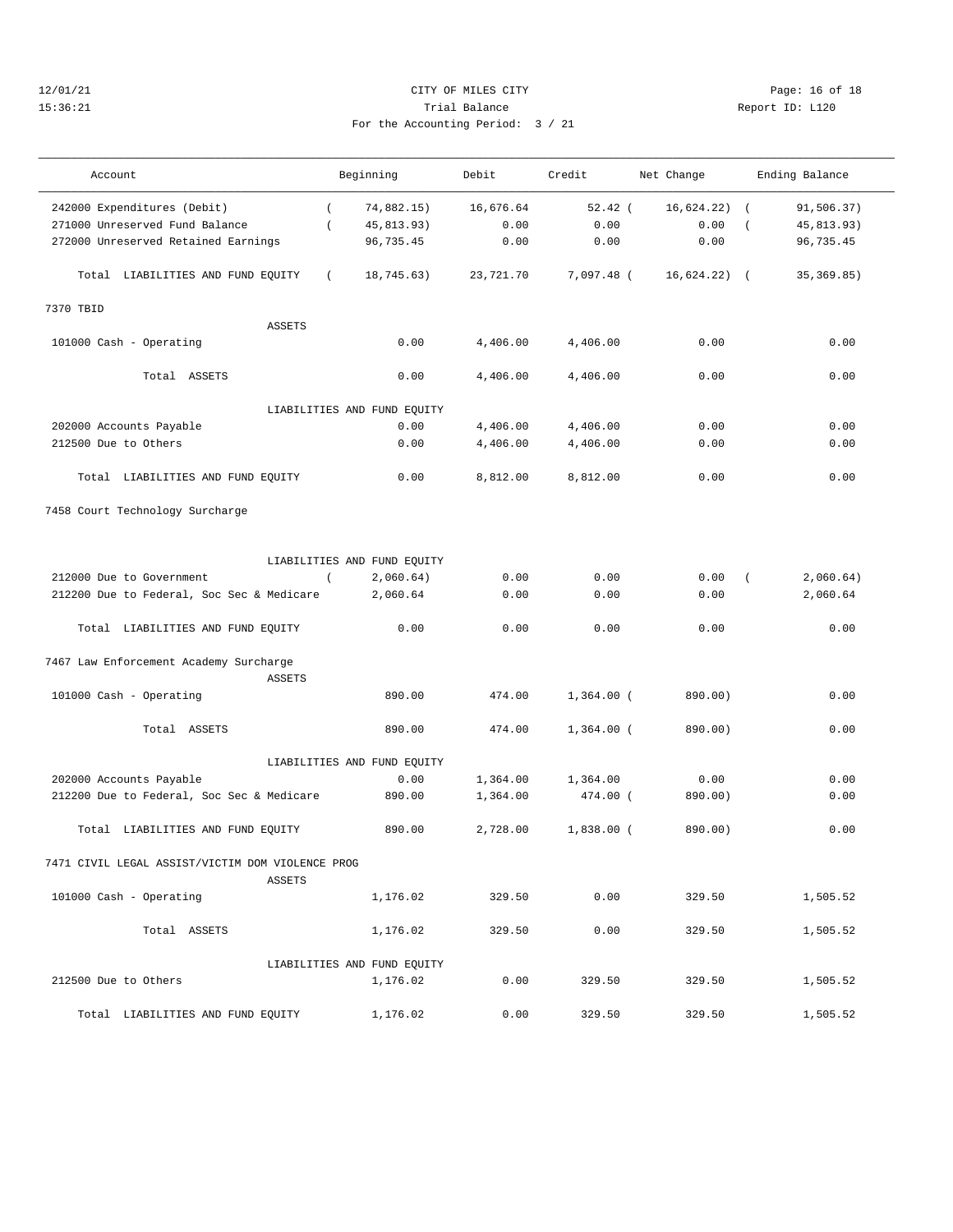CITY OF MILES CITY
Trial Balance
For the Accounting Period: 3 / 21

12/01/21
15:36:21

Report ID: L120

| Account | Beginning | Debit | Credit | Net Change | Ending Balance |
|---|---|---|---|---|---|
| 242000 Expenditures (Debit) | ( 74,882.15) | 16,676.64 | 52.42 | ( 16,624.22) | ( 91,506.37) |
| 271000 Unreserved Fund Balance | ( 45,813.93) | 0.00 | 0.00 | 0.00 | ( 45,813.93) |
| 272000 Unreserved Retained Earnings | 96,735.45 | 0.00 | 0.00 | 0.00 | 96,735.45 |
| Total LIABILITIES AND FUND EQUITY | ( 18,745.63) | 23,721.70 | 7,097.48 | ( 16,624.22) | ( 35,369.85) |
| **7370 TBID** | | | | | |
| ASSETS | | | | | |
| 101000 Cash - Operating | 0.00 | 4,406.00 | 4,406.00 | 0.00 | 0.00 |
| Total ASSETS | 0.00 | 4,406.00 | 4,406.00 | 0.00 | 0.00 |
| LIABILITIES AND FUND EQUITY | | | | | |
| 202000 Accounts Payable | 0.00 | 4,406.00 | 4,406.00 | 0.00 | 0.00 |
| 212500 Due to Others | 0.00 | 4,406.00 | 4,406.00 | 0.00 | 0.00 |
| Total LIABILITIES AND FUND EQUITY | 0.00 | 8,812.00 | 8,812.00 | 0.00 | 0.00 |
| **7458 Court Technology Surcharge** | | | | | |
| LIABILITIES AND FUND EQUITY | | | | | |
| 212000 Due to Government | ( 2,060.64) | 0.00 | 0.00 | 0.00 | ( 2,060.64) |
| 212200 Due to Federal, Soc Sec & Medicare | 2,060.64 | 0.00 | 0.00 | 0.00 | 2,060.64 |
| Total LIABILITIES AND FUND EQUITY | 0.00 | 0.00 | 0.00 | 0.00 | 0.00 |
| **7467 Law Enforcement Academy Surcharge** | | | | | |
| ASSETS | | | | | |
| 101000 Cash - Operating | 890.00 | 474.00 | 1,364.00 | ( 890.00) | 0.00 |
| Total ASSETS | 890.00 | 474.00 | 1,364.00 | ( 890.00) | 0.00 |
| LIABILITIES AND FUND EQUITY | | | | | |
| 202000 Accounts Payable | 0.00 | 1,364.00 | 1,364.00 | 0.00 | 0.00 |
| 212200 Due to Federal, Soc Sec & Medicare | 890.00 | 1,364.00 | 474.00 | ( 890.00) | 0.00 |
| Total LIABILITIES AND FUND EQUITY | 890.00 | 2,728.00 | 1,838.00 | ( 890.00) | 0.00 |
| **7471 CIVIL LEGAL ASSIST/VICTIM DOM VIOLENCE PROG** | | | | | |
| ASSETS | | | | | |
| 101000 Cash - Operating | 1,176.02 | 329.50 | 0.00 | 329.50 | 1,505.52 |
| Total ASSETS | 1,176.02 | 329.50 | 0.00 | 329.50 | 1,505.52 |
| LIABILITIES AND FUND EQUITY | | | | | |
| 212500 Due to Others | 1,176.02 | 0.00 | 329.50 | 329.50 | 1,505.52 |
| Total LIABILITIES AND FUND EQUITY | 1,176.02 | 0.00 | 329.50 | 329.50 | 1,505.52 |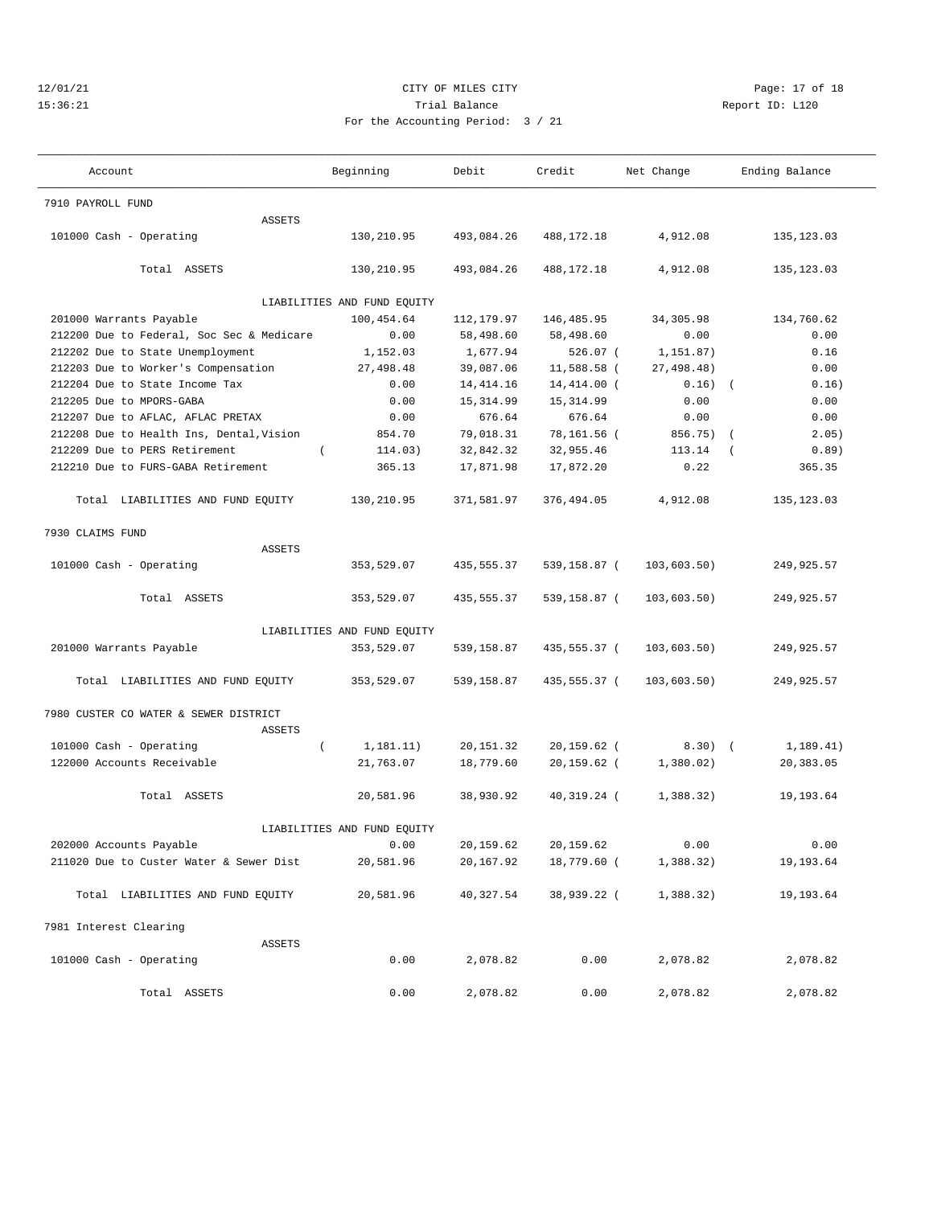12/01/21 CITY OF MILES CITY
15:36:21 Trial Balance Report ID: L120
For the Accounting Period: 3 / 21

| Account | Beginning | Debit | Credit | Net Change | Ending Balance |
|---|---|---|---|---|---|
| 7910 PAYROLL FUND | | | | | |
| ASSETS | | | | | |
| 101000 Cash - Operating | 130,210.95 | 493,084.26 | 488,172.18 | 4,912.08 | 135,123.03 |
| Total ASSETS | 130,210.95 | 493,084.26 | 488,172.18 | 4,912.08 | 135,123.03 |
| LIABILITIES AND FUND EQUITY | | | | | |
| 201000 Warrants Payable | 100,454.64 | 112,179.97 | 146,485.95 | 34,305.98 | 134,760.62 |
| 212200 Due to Federal, Soc Sec & Medicare | 0.00 | 58,498.60 | 58,498.60 | 0.00 | 0.00 |
| 212202 Due to State Unemployment | 1,152.03 | 1,677.94 | 526.07 | ( 1,151.87) | 0.16 |
| 212203 Due to Worker's Compensation | 27,498.48 | 39,087.06 | 11,588.58 | ( 27,498.48) | 0.00 |
| 212204 Due to State Income Tax | 0.00 | 14,414.16 | 14,414.00 | ( 0.16) | ( 0.16) |
| 212205 Due to MPORS-GABA | 0.00 | 15,314.99 | 15,314.99 | 0.00 | 0.00 |
| 212207 Due to AFLAC, AFLAC PRETAX | 0.00 | 676.64 | 676.64 | 0.00 | 0.00 |
| 212208 Due to Health Ins, Dental,Vision | 854.70 | 79,018.31 | 78,161.56 | ( 856.75) | ( 2.05) |
| 212209 Due to PERS Retirement | ( 114.03) | 32,842.32 | 32,955.46 | 113.14 | ( 0.89) |
| 212210 Due to FURS-GABA Retirement | 365.13 | 17,871.98 | 17,872.20 | 0.22 | 365.35 |
| Total LIABILITIES AND FUND EQUITY | 130,210.95 | 371,581.97 | 376,494.05 | 4,912.08 | 135,123.03 |
| 7930 CLAIMS FUND | | | | | |
| ASSETS | | | | | |
| 101000 Cash - Operating | 353,529.07 | 435,555.37 | 539,158.87 | ( 103,603.50) | 249,925.57 |
| Total ASSETS | 353,529.07 | 435,555.37 | 539,158.87 | ( 103,603.50) | 249,925.57 |
| LIABILITIES AND FUND EQUITY | | | | | |
| 201000 Warrants Payable | 353,529.07 | 539,158.87 | 435,555.37 | ( 103,603.50) | 249,925.57 |
| Total LIABILITIES AND FUND EQUITY | 353,529.07 | 539,158.87 | 435,555.37 | ( 103,603.50) | 249,925.57 |
| 7980 CUSTER CO WATER & SEWER DISTRICT | | | | | |
| ASSETS | | | | | |
| 101000 Cash - Operating | ( 1,181.11) | 20,151.32 | 20,159.62 | ( 8.30) | ( 1,189.41) |
| 122000 Accounts Receivable | 21,763.07 | 18,779.60 | 20,159.62 | ( 1,380.02) | 20,383.05 |
| Total ASSETS | 20,581.96 | 38,930.92 | 40,319.24 | ( 1,388.32) | 19,193.64 |
| LIABILITIES AND FUND EQUITY | | | | | |
| 202000 Accounts Payable | 0.00 | 20,159.62 | 20,159.62 | 0.00 | 0.00 |
| 211020 Due to Custer Water & Sewer Dist | 20,581.96 | 20,167.92 | 18,779.60 | ( 1,388.32) | 19,193.64 |
| Total LIABILITIES AND FUND EQUITY | 20,581.96 | 40,327.54 | 38,939.22 | ( 1,388.32) | 19,193.64 |
| 7981 Interest Clearing | | | | | |
| ASSETS | | | | | |
| 101000 Cash - Operating | 0.00 | 2,078.82 | 0.00 | 2,078.82 | 2,078.82 |
| Total ASSETS | 0.00 | 2,078.82 | 0.00 | 2,078.82 | 2,078.82 |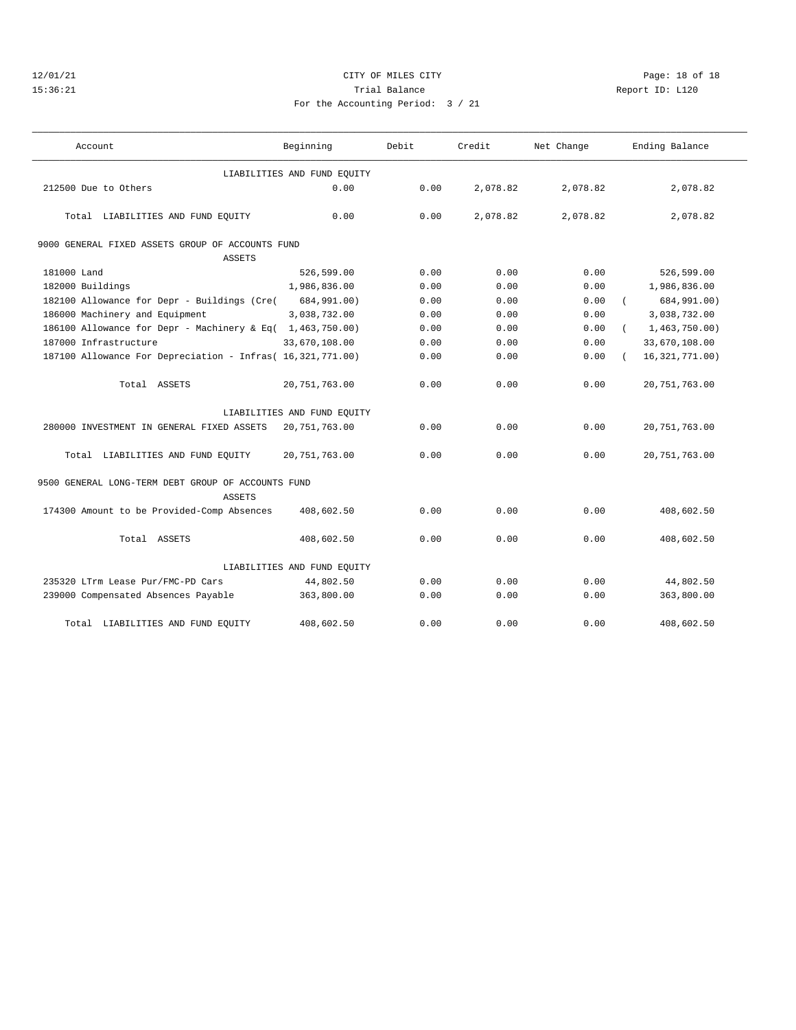CITY OF MILES CITY

Trial Balance

For the Accounting Period: 3 / 21

12/01/21
15:36:21

Report ID: L120

| Account | Beginning | Debit | Credit | Net Change | Ending Balance |
|---|---|---|---|---|---|
| | LIABILITIES AND FUND EQUITY | | | | |
| 212500 Due to Others | 0.00 | 0.00 | 2,078.82 | 2,078.82 | 2,078.82 |
| Total LIABILITIES AND FUND EQUITY | 0.00 | 0.00 | 2,078.82 | 2,078.82 | 2,078.82 |
| 9000 GENERAL FIXED ASSETS GROUP OF ACCOUNTS FUND | | | | | |
| ASSETS | | | | | |
| 181000 Land | 526,599.00 | 0.00 | 0.00 | 0.00 | 526,599.00 |
| 182000 Buildings | 1,986,836.00 | 0.00 | 0.00 | 0.00 | 1,986,836.00 |
| 182100 Allowance for Depr - Buildings (Cre( | 684,991.00) | 0.00 | 0.00 | 0.00 | ( 684,991.00) |
| 186000 Machinery and Equipment | 3,038,732.00 | 0.00 | 0.00 | 0.00 | 3,038,732.00 |
| 186100 Allowance for Depr - Machinery & Eq( | 1,463,750.00) | 0.00 | 0.00 | 0.00 | ( 1,463,750.00) |
| 187000 Infrastructure | 33,670,108.00 | 0.00 | 0.00 | 0.00 | 33,670,108.00 |
| 187100 Allowance For Depreciation - Infras( | 16,321,771.00) | 0.00 | 0.00 | 0.00 | ( 16,321,771.00) |
| Total ASSETS | 20,751,763.00 | 0.00 | 0.00 | 0.00 | 20,751,763.00 |
| | LIABILITIES AND FUND EQUITY | | | | |
| 280000 INVESTMENT IN GENERAL FIXED ASSETS | 20,751,763.00 | 0.00 | 0.00 | 0.00 | 20,751,763.00 |
| Total LIABILITIES AND FUND EQUITY | 20,751,763.00 | 0.00 | 0.00 | 0.00 | 20,751,763.00 |
| 9500 GENERAL LONG-TERM DEBT GROUP OF ACCOUNTS FUND | | | | | |
| ASSETS | | | | | |
| 174300 Amount to be Provided-Comp Absences | 408,602.50 | 0.00 | 0.00 | 0.00 | 408,602.50 |
| Total ASSETS | 408,602.50 | 0.00 | 0.00 | 0.00 | 408,602.50 |
| | LIABILITIES AND FUND EQUITY | | | | |
| 235320 LTrm Lease Pur/FMC-PD Cars | 44,802.50 | 0.00 | 0.00 | 0.00 | 44,802.50 |
| 239000 Compensated Absences Payable | 363,800.00 | 0.00 | 0.00 | 0.00 | 363,800.00 |
| Total LIABILITIES AND FUND EQUITY | 408,602.50 | 0.00 | 0.00 | 0.00 | 408,602.50 |